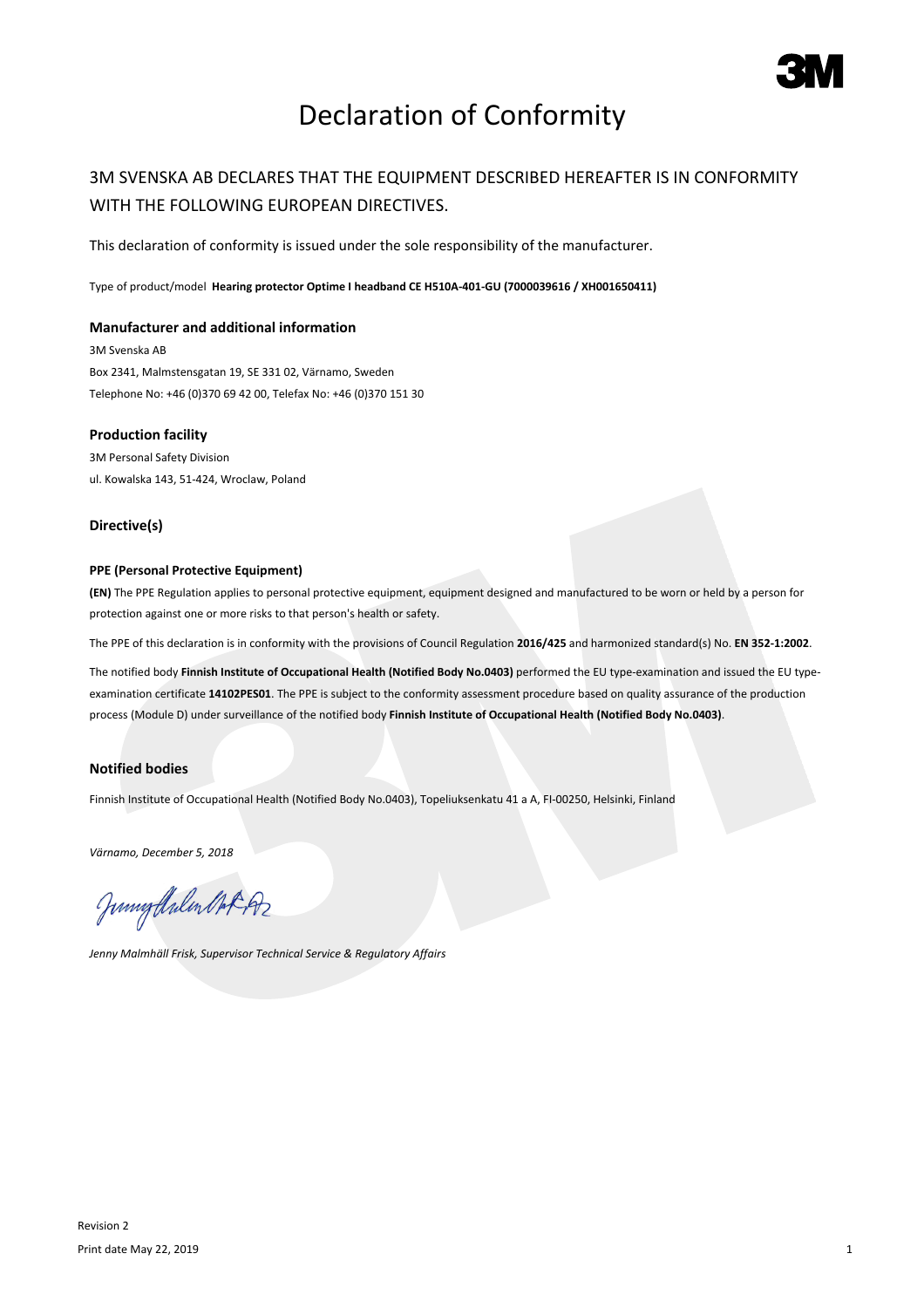# Declaration of Conformity

## 3M SVENSKA AB DECLARES THAT THE EQUIPMENT DESCRIBED HEREAFTER IS IN CONFORMITY WITH THE FOLLOWING EUROPEAN DIRECTIVES.

This declaration of conformity is issued under the sole responsibility of the manufacturer.

Type of product/model **Hearing protector Optime I headband CE H510A-401-GU (7000039616 / XH001650411)**

### Manufacturer and additional information

3M Svenska AB
Box 2341, Malmstensgatan 19, SE 331 02, Värnamo, Sweden
Telephone No: +46 (0)370 69 42 00, Telefax No: +46 (0)370 151 30

### Production facility

3M Personal Safety Division
ul. Kowalska 143, 51-424, Wroclaw, Poland

### Directive(s)

#### PPE (Personal Protective Equipment)

**(EN)** The PPE Regulation applies to personal protective equipment, equipment designed and manufactured to be worn or held by a person for protection against one or more risks to that person's health or safety.

The PPE of this declaration is in conformity with the provisions of Council Regulation **2016/425** and harmonized standard(s) No. **EN 352-1:2002**.

The notified body **Finnish Institute of Occupational Health (Notified Body No.0403)** performed the EU type-examination and issued the EU type-examination certificate **14102PES01**. The PPE is subject to the conformity assessment procedure based on quality assurance of the production process (Module D) under surveillance of the notified body **Finnish Institute of Occupational Health (Notified Body No.0403)**.

### Notified bodies

Finnish Institute of Occupational Health (Notified Body No.0403), Topeliuksenkatu 41 a A, FI-00250, Helsinki, Finland

*Värnamo, December 5, 2018*

*Jenny Malmhäll Frisk, Supervisor Technical Service & Regulatory Affairs*

Revision 2
Print date May 22, 2019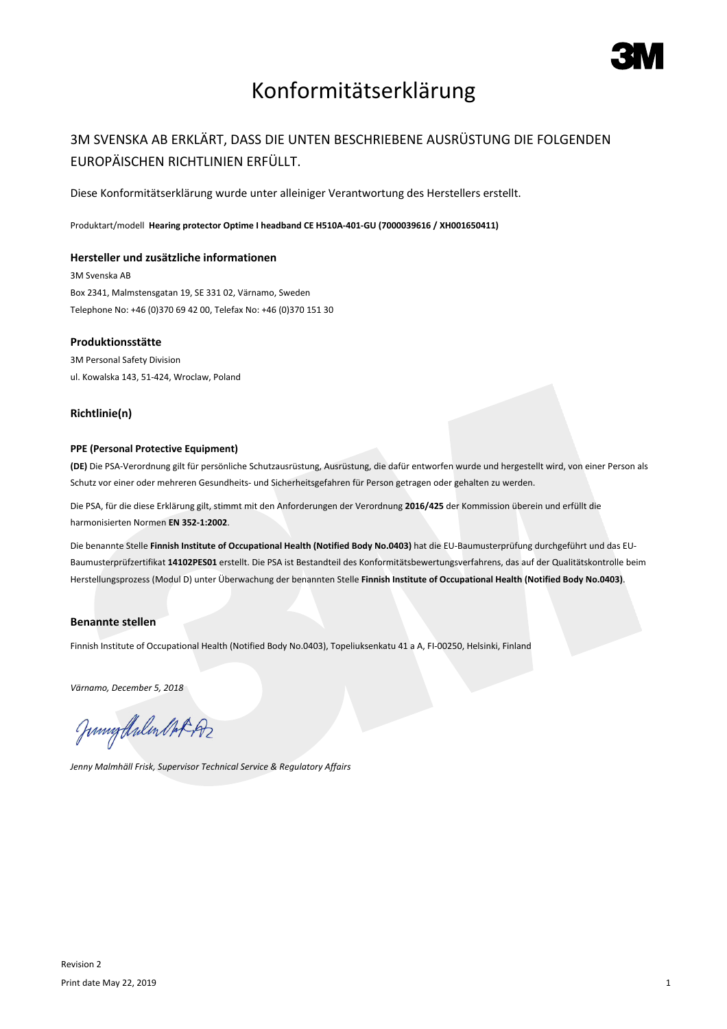# Konformitätserklärung

## 3M SVENSKA AB ERKLÄRT, DASS DIE UNTEN BESCHRIEBENE AUSRÜSTUNG DIE FOLGENDEN EUROPÄISCHEN RICHTLINIEN ERFÜLLT.

Diese Konformitätserklärung wurde unter alleiniger Verantwortung des Herstellers erstellt.

Produktart/modell **Hearing protector Optime I headband CE H510A-401-GU (7000039616 / XH001650411)**

### Hersteller und zusätzliche informationen

3M Svenska AB
Box 2341, Malmstensgatan 19, SE 331 02, Värnamo, Sweden
Telephone No: +46 (0)370 69 42 00, Telefax No: +46 (0)370 151 30

### Produktionsstätte

3M Personal Safety Division
ul. Kowalska 143, 51-424, Wroclaw, Poland

### Richtlinie(n)

#### PPE (Personal Protective Equipment)

**(DE)** Die PSA-Verordnung gilt für persönliche Schutzausrüstung, Ausrüstung, die dafür entworfen wurde und hergestellt wird, von einer Person als Schutz vor einer oder mehreren Gesundheits- und Sicherheitsgefahren für Person getragen oder gehalten zu werden.

Die PSA, für die diese Erklärung gilt, stimmt mit den Anforderungen der Verordnung **2016/425** der Kommission überein und erfüllt die harmonisierten Normen **EN 352-1:2002**.

Die benannte Stelle **Finnish Institute of Occupational Health (Notified Body No.0403)** hat die EU-Baumusterprüfung durchgeführt und das EU-Baumusterprüfzertifikat **14102PES01** erstellt. Die PSA ist Bestandteil des Konformitätsbewertungsverfahrens, das auf der Qualitätskontrolle beim Herstellungsprozess (Modul D) unter Überwachung der benannten Stelle **Finnish Institute of Occupational Health (Notified Body No.0403)**.

### Benannte stellen

Finnish Institute of Occupational Health (Notified Body No.0403), Topeliuksenkatu 41 a A, FI-00250, Helsinki, Finland

*Värnamo, December 5, 2018*

*Jenny Malmhäll Frisk, Supervisor Technical Service & Regulatory Affairs*

Revision 2

Print date May 22, 2019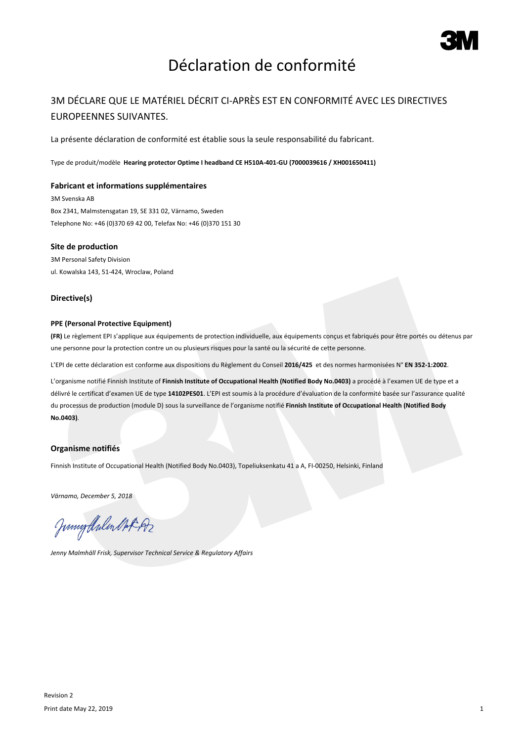# Déclaration de conformité

## 3M DÉCLARE QUE LE MATÉRIEL DÉCRIT CI-APRÈS EST EN CONFORMITÉ AVEC LES DIRECTIVES EUROPEENNES SUIVANTES.

La présente déclaration de conformité est établie sous la seule responsabilité du fabricant.

Type de produit/modèle **Hearing protector Optime I headband CE H510A-401-GU (7000039616 / XH001650411)**

### Fabricant et informations supplémentaires

3M Svenska AB
Box 2341, Malmstensgatan 19, SE 331 02, Värnamo, Sweden
Telephone No: +46 (0)370 69 42 00, Telefax No: +46 (0)370 151 30

### Site de production

3M Personal Safety Division
ul. Kowalska 143, 51-424, Wroclaw, Poland

### Directive(s)

#### PPE (Personal Protective Equipment)

**(FR)** Le règlement EPI s'applique aux équipements de protection individuelle, aux équipements conçus et fabriqués pour être portés ou détenus par une personne pour la protection contre un ou plusieurs risques pour la santé ou la sécurité de cette personne.

L'EPI de cette déclaration est conforme aux dispositions du Règlement du Conseil **2016/425** et des normes harmonisées N° **EN 352-1:2002**.

L'organisme notifié Finnish Institute of **Finnish Institute of Occupational Health (Notified Body No.0403)** a procédé à l'examen UE de type et a délivré le certificat d'examen UE de type **14102PES01**. L'EPI est soumis à la procédure d'évaluation de la conformité basée sur l'assurance qualité du processus de production (module D) sous la surveillance de l'organisme notifié **Finnish Institute of Occupational Health (Notified Body No.0403)**.

### Organisme notifiés

Finnish Institute of Occupational Health (Notified Body No.0403), Topeliuksenkatu 41 a A, FI-00250, Helsinki, Finland

*Värnamo, December 5, 2018*

*Jenny Malmhäll Frisk, Supervisor Technical Service & Regulatory Affairs*

Revision 2
Print date May 22, 2019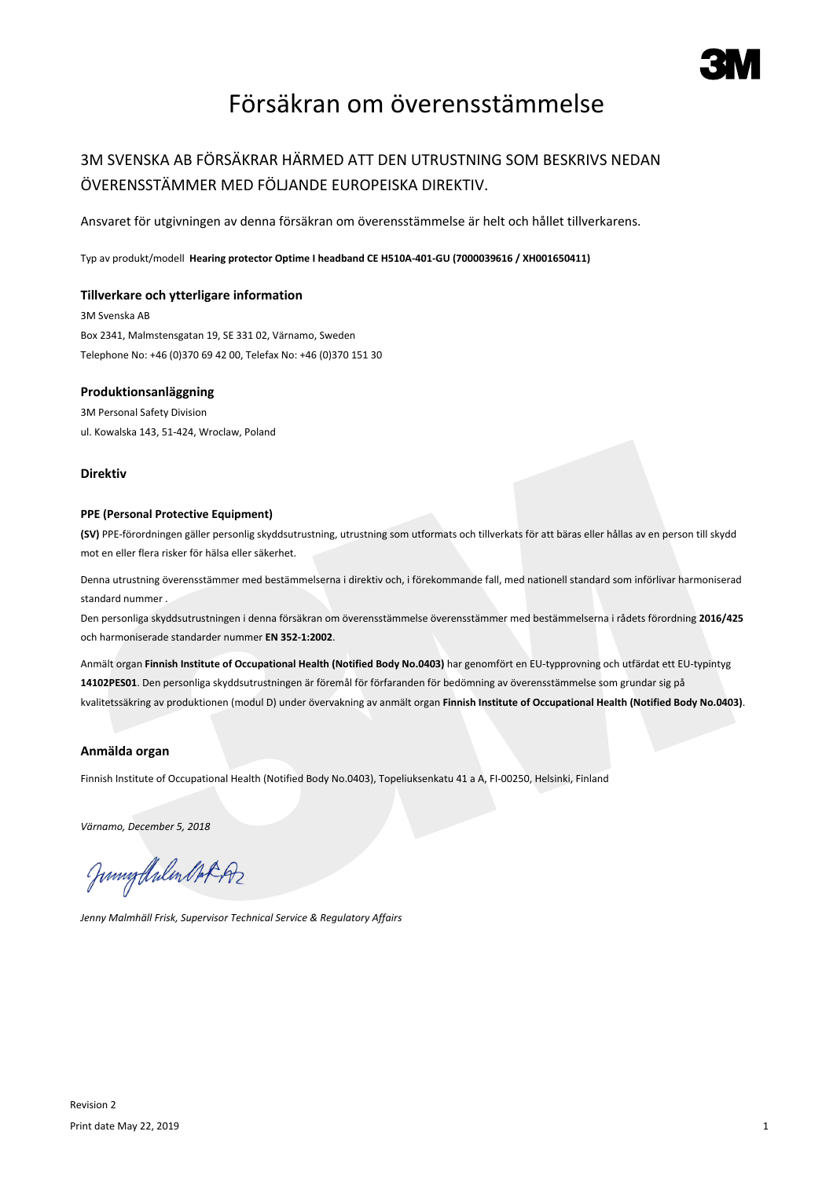# Försäkran om överensstämmelse

## 3M SVENSKA AB FÖRSÄKRAR HÄRMED ATT DEN UTRUSTNING SOM BESKRIVS NEDAN ÖVERENSSTÄMMER MED FÖLJANDE EUROPEISKA DIREKTIV.

Ansvaret för utgivningen av denna försäkran om överensstämmelse är helt och hållet tillverkarens.

Typ av produkt/modell **Hearing protector Optime I headband CE H510A-401-GU (7000039616 / XH001650411)**

### Tillverkare och ytterligare information

3M Svenska AB
Box 2341, Malmstensgatan 19, SE 331 02, Värnamo, Sweden
Telephone No: +46 (0)370 69 42 00, Telefax No: +46 (0)370 151 30

### Produktionsanläggning

3M Personal Safety Division
ul. Kowalska 143, 51-424, Wroclaw, Poland

### Direktiv

**PPE (Personal Protective Equipment)**

**(SV)** PPE-förordningen gäller personlig skyddsutrustning, utrustning som utformats och tillverkats för att bäras eller hållas av en person till skydd mot en eller flera risker för hälsa eller säkerhet.

Denna utrustning överensstämmer med bestämmelserna i direktiv och, i förekommande fall, med nationell standard som införlivar harmoniserad standard nummer .
Den personliga skyddsutrustningen i denna försäkran om överensstämmelse överensstämmer med bestämmelserna i rådets förordning **2016/425** och harmoniserade standarder nummer **EN 352-1:2002**.

Anmält organ **Finnish Institute of Occupational Health (Notified Body No.0403)** har genomfört en EU-typprovning och utfärdat ett EU-typintyg **14102PES01**. Den personliga skyddsutrustningen är föremål för förfaranden för bedömning av överensstämmelse som grundar sig på kvalitetssäkring av produktionen (modul D) under övervakning av anmält organ **Finnish Institute of Occupational Health (Notified Body No.0403)**.

### Anmälda organ

Finnish Institute of Occupational Health (Notified Body No.0403), Topeliuksenkatu 41 a A, FI-00250, Helsinki, Finland

*Värnamo, December 5, 2018*

*Jenny Malmhäll Frisk, Supervisor Technical Service & Regulatory Affairs*

Revision 2
Print date May 22, 2019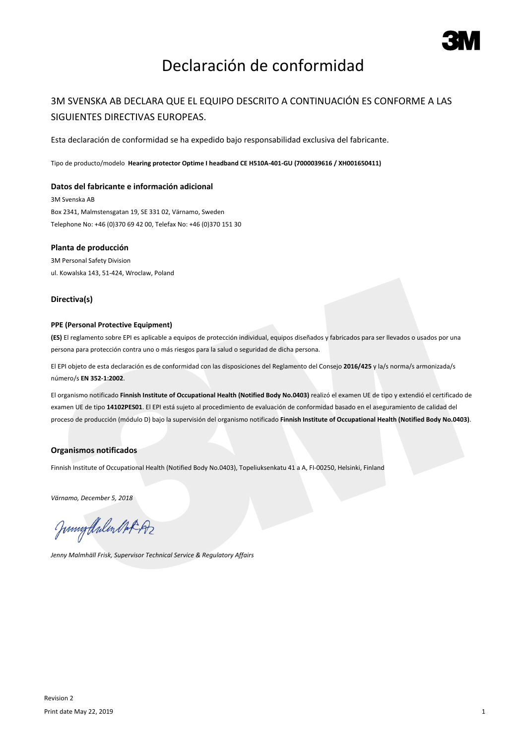# Declaración de conformidad

## 3M SVENSKA AB DECLARA QUE EL EQUIPO DESCRITO A CONTINUACIÓN ES CONFORME A LAS SIGUIENTES DIRECTIVAS EUROPEAS.

Esta declaración de conformidad se ha expedido bajo responsabilidad exclusiva del fabricante.

Tipo de producto/modelo **Hearing protector Optime I headband CE H510A-401-GU (7000039616 / XH001650411)**

### Datos del fabricante e información adicional

3M Svenska AB
Box 2341, Malmstensgatan 19, SE 331 02, Värnamo, Sweden
Telephone No: +46 (0)370 69 42 00, Telefax No: +46 (0)370 151 30

### Planta de producción

3M Personal Safety Division
ul. Kowalska 143, 51-424, Wroclaw, Poland

### Directiva(s)

#### PPE (Personal Protective Equipment)

**(ES)** El reglamento sobre EPI es aplicable a equipos de protección individual, equipos diseñados y fabricados para ser llevados o usados por una persona para protección contra uno o más riesgos para la salud o seguridad de dicha persona.

El EPI objeto de esta declaración es de conformidad con las disposiciones del Reglamento del Consejo **2016/425** y la/s norma/s armonizada/s número/s **EN 352-1:2002**.

El organismo notificado **Finnish Institute of Occupational Health (Notified Body No.0403)** realizó el examen UE de tipo y extendió el certificado de examen UE de tipo **14102PES01**. El EPI está sujeto al procedimiento de evaluación de conformidad basado en el aseguramiento de calidad del proceso de producción (módulo D) bajo la supervisión del organismo notificado **Finnish Institute of Occupational Health (Notified Body No.0403)**.

### Organismos notificados

Finnish Institute of Occupational Health (Notified Body No.0403), Topeliuksenkatu 41 a A, FI-00250, Helsinki, Finland

*Värnamo, December 5, 2018*

*Jenny Malmhäll Frisk, Supervisor Technical Service & Regulatory Affairs*

Revision 2
Print date May 22, 2019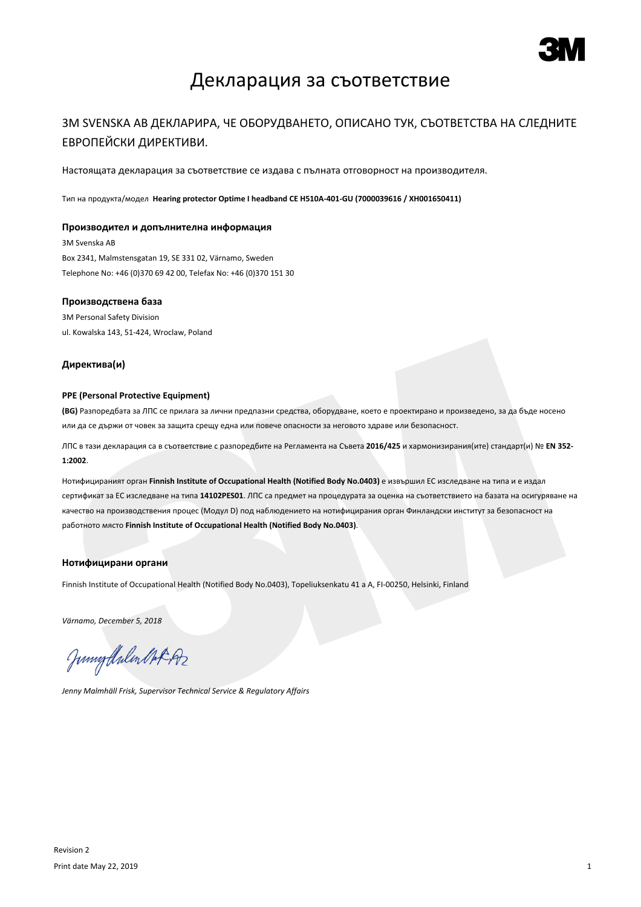# Декларация за съответствие

## 3M SVENSKA AB ДЕКЛАРИРА, ЧЕ ОБОРУДВАНЕТО, ОПИСАНО ТУК, СЪОТВЕТСТВА НА СЛЕДНИТЕ ЕВРОПЕЙСКИ ДИРЕКТИВИ.

Настоящата декларация за съответствие се издава с пълната отговорност на производителя.

Тип на продукта/модел **Hearing protector Optime I headband CE H510A-401-GU (7000039616 / XH001650411)**

### Производител и допълнителна информация

3M Svenska AB
Box 2341, Malmstensgatan 19, SE 331 02, Värnamo, Sweden
Telephone No: +46 (0)370 69 42 00, Telefax No: +46 (0)370 151 30

### Производствена база

3M Personal Safety Division
ul. Kowalska 143, 51-424, Wroclaw, Poland

### Директива(и)

**PPE (Personal Protective Equipment)**

**(BG)** Разпоредбата за ЛПС се прилага за лични предпазни средства, оборудване, което е проектирано и произведено, за да бъде носено или да се държи от човек за защита срещу една или повече опасности за неговото здраве или безопасност.

ЛПС в тази декларация са в съответствие с разпоредбите на Регламента на Съвета **2016/425** и хармонизирания(ите) стандарт(и) № **EN 352-1:2002**.

Нотифицираният орган **Finnish Institute of Occupational Health (Notified Body No.0403)** е извършил ЕС изследване на типа и е издал сертификат за ЕС изследване на типа **14102PES01**. ЛПС са предмет на процедурата за оценка на съответствието на базата на осигуряване на качество на производствения процес (Модул D) под наблюдението на нотифицирания орган Финландски институт за безопасност на работното място **Finnish Institute of Occupational Health (Notified Body No.0403)**.

### Нотифицирани органи

Finnish Institute of Occupational Health (Notified Body No.0403), Topeliuksenkatu 41 a A, FI-00250, Helsinki, Finland

*Värnamo, December 5, 2018*

*Jenny Malmhäll Frisk, Supervisor Technical Service & Regulatory Affairs*

Revision 2

Print date May 22, 2019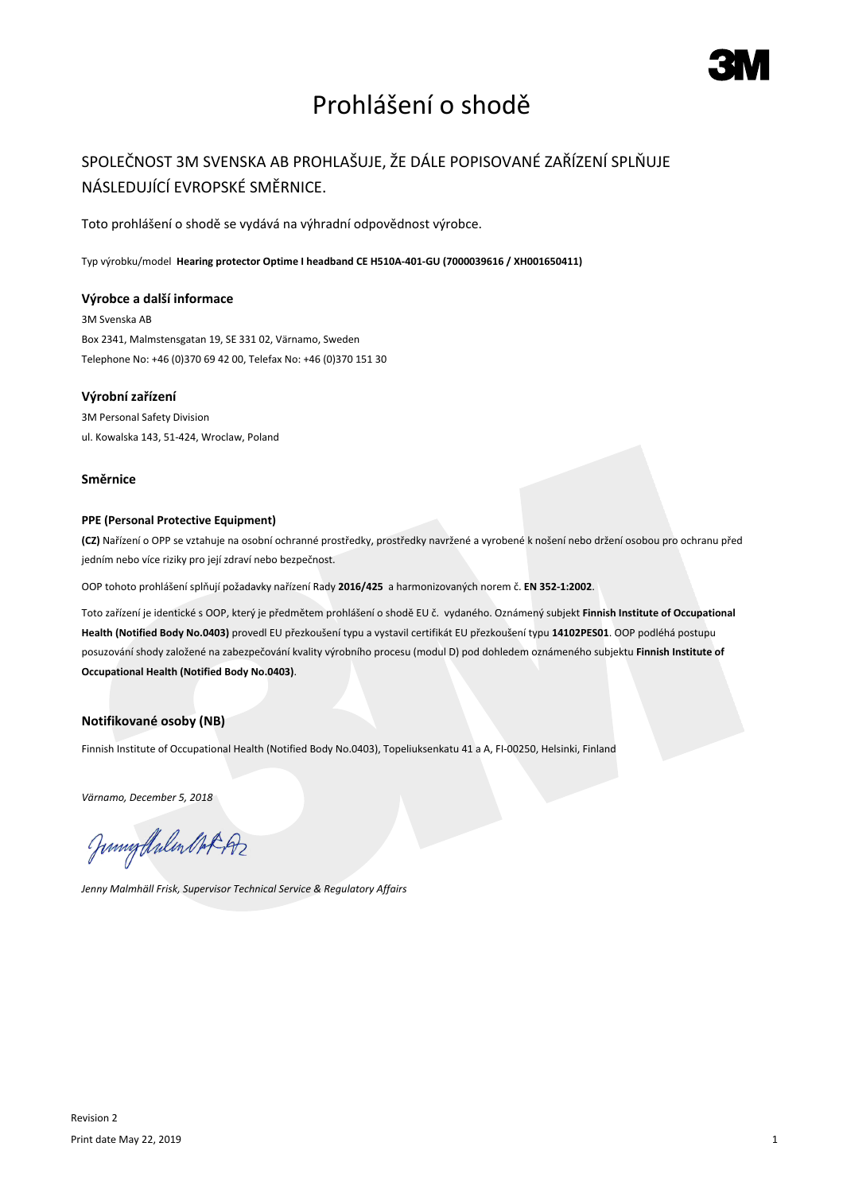# Prohlášení o shodě

## SPOLEČNOST 3M SVENSKA AB PROHLAŠUJE, ŽE DÁLE POPISOVANÉ ZAŘÍZENÍ SPLŇUJE NÁSLEDUJÍCÍ EVROPSKÉ SMĚRNICE.

Toto prohlášení o shodě se vydává na výhradní odpovědnost výrobce.

Typ výrobku/model **Hearing protector Optime I headband CE H510A-401-GU (7000039616 / XH001650411)**

### Výrobce a další informace

3M Svenska AB
Box 2341, Malmstensgatan 19, SE 331 02, Värnamo, Sweden
Telephone No: +46 (0)370 69 42 00, Telefax No: +46 (0)370 151 30

### Výrobní zařízení

3M Personal Safety Division
ul. Kowalska 143, 51-424, Wroclaw, Poland

### Směrnice

**PPE (Personal Protective Equipment)**

**(CZ)** Nařízení o OPP se vztahuje na osobní ochranné prostředky, prostředky navržené a vyrobené k nošení nebo držení osobou pro ochranu před jedním nebo více riziky pro její zdraví nebo bezpečnost.

OOP tohoto prohlášení splňují požadavky nařízení Rady **2016/425** a harmonizovaných norem č. **EN 352-1:2002**.

Toto zařízení je identické s OOP, který je předmětem prohlášení o shodě EU č. vydaného. Oznámený subjekt **Finnish Institute of Occupational Health (Notified Body No.0403)** provedl EU přezkoušení typu a vystavil certifikát EU přezkoušení typu **14102PES01**. OOP podléhá postupu posuzování shody založené na zabezpečování kvality výrobního procesu (modul D) pod dohledem oznámeného subjektu **Finnish Institute of Occupational Health (Notified Body No.0403)**.

### Notifikované osoby (NB)

Finnish Institute of Occupational Health (Notified Body No.0403), Topeliuksenkatu 41 a A, FI-00250, Helsinki, Finland

*Värnamo, December 5, 2018*

*Jenny Malmhäll Frisk, Supervisor Technical Service & Regulatory Affairs*

Revision 2
Print date May 22, 2019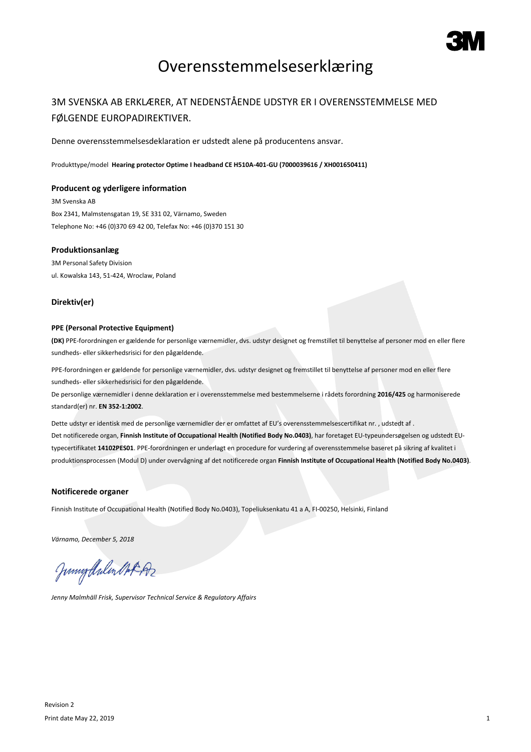# Overensstemmelseserklæring

## 3M SVENSKA AB ERKLÆRER, AT NEDENSTÅENDE UDSTYR ER I OVERENSSTEMMELSE MED FØLGENDE EUROPADIREKTIVER.

Denne overensstemmelsesdeklaration er udstedt alene på producentens ansvar.

Produkttype/model **Hearing protector Optime I headband CE H510A-401-GU (7000039616 / XH001650411)**

### Producent og yderligere information

3M Svenska AB
Box 2341, Malmstensgatan 19, SE 331 02, Värnamo, Sweden
Telephone No: +46 (0)370 69 42 00, Telefax No: +46 (0)370 151 30

### Produktionsanlæg

3M Personal Safety Division
ul. Kowalska 143, 51-424, Wroclaw, Poland

### Direktiv(er)

#### PPE (Personal Protective Equipment)

**(DK)** PPE-forordningen er gældende for personlige værnemidler, dvs. udstyr designet og fremstillet til benyttelse af personer mod en eller flere sundheds- eller sikkerhedsrisici for den pågældende.

PPE-forordningen er gældende for personlige værnemidler, dvs. udstyr designet og fremstillet til benyttelse af personer mod en eller flere sundheds- eller sikkerhedsrisici for den pågældende.
De personlige værnemidler i denne deklaration er i overensstemmelse med bestemmelserne i rådets forordning **2016/425** og harmoniserede standard(er) nr. **EN 352-1:2002**.

Dette udstyr er identisk med de personlige værnemidler der er omfattet af EU's overensstemmelsescertifikat nr. , udstedt af .
Det notificerede organ, **Finnish Institute of Occupational Health (Notified Body No.0403)**, har foretaget EU-typeundersøgelsen og udstedt EU-typecertifikatet **14102PES01**. PPE-forordningen er underlagt en procedure for vurdering af overensstemmelse baseret på sikring af kvalitet i produktionsprocessen (Modul D) under overvågning af det notificerede organ **Finnish Institute of Occupational Health (Notified Body No.0403)**.

### Notificerede organer

Finnish Institute of Occupational Health (Notified Body No.0403), Topeliuksenkatu 41 a A, FI-00250, Helsinki, Finland

*Värnamo, December 5, 2018*

*Jenny Malmhäll Frisk, Supervisor Technical Service & Regulatory Affairs*

Revision 2
Print date May 22, 2019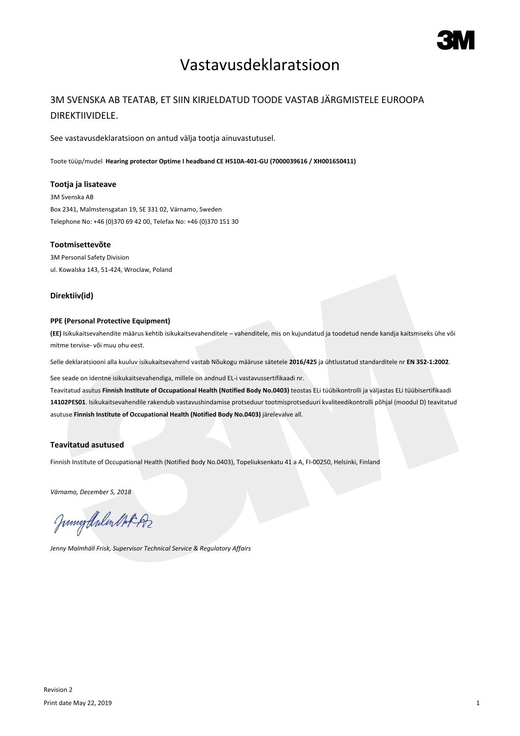# Vastavusdeklaratsioon

## 3M SVENSKA AB TEATAB, ET SIIN KIRJELDATUD TOODE VASTAB JÄRGMISTELE EUROOPA DIREKTIIVIDELE.

See vastavusdeklaratsioon on antud välja tootja ainuvastutusel.

Toote tüüp/mudel **Hearing protector Optime I headband CE H510A-401-GU (7000039616 / XH001650411)**

### Tootja ja lisateave

3M Svenska AB
Box 2341, Malmstensgatan 19, SE 331 02, Värnamo, Sweden
Telephone No: +46 (0)370 69 42 00, Telefax No: +46 (0)370 151 30

### Tootmisettevõte

3M Personal Safety Division
ul. Kowalska 143, 51-424, Wroclaw, Poland

### Direktiiv(id)

**PPE (Personal Protective Equipment)**

**(EE)** Isikukaitsevahendite määrus kehtib isikukaitsevahenditele – vahenditele, mis on kujundatud ja toodetud nende kandja kaitsmiseks ühe või mitme tervise- või muu ohu eest.

Selle deklaratsiooni alla kuuluv isikukaitsevahend vastab Nõukogu määruse sätetele **2016/425** ja ühtlustatud standarditele nr **EN 352-1:2002**.

See seade on identne isikukaitsevahendiga, millele on andnud EL-i vastavussertifikaadi nr.
Teavitatud asutus **Finnish Institute of Occupational Health (Notified Body No.0403)** teostas ELi tüübikontrolli ja väljastas ELi tüübisertifikaadi **14102PES01**. Isikukaitsevahendile rakendub vastavushindamise protseduur tootmisprotseduuri kvaliteedikontrolli põhjal (moodul D) teavitatud asutuse **Finnish Institute of Occupational Health (Notified Body No.0403)** järelevalve all.

### Teavitatud asutused

Finnish Institute of Occupational Health (Notified Body No.0403), Topeliuksenkatu 41 a A, FI-00250, Helsinki, Finland

*Värnamo, December 5, 2018*

*Jenny Malmhäll Frisk, Supervisor Technical Service & Regulatory Affairs*

Revision 2
Print date May 22, 2019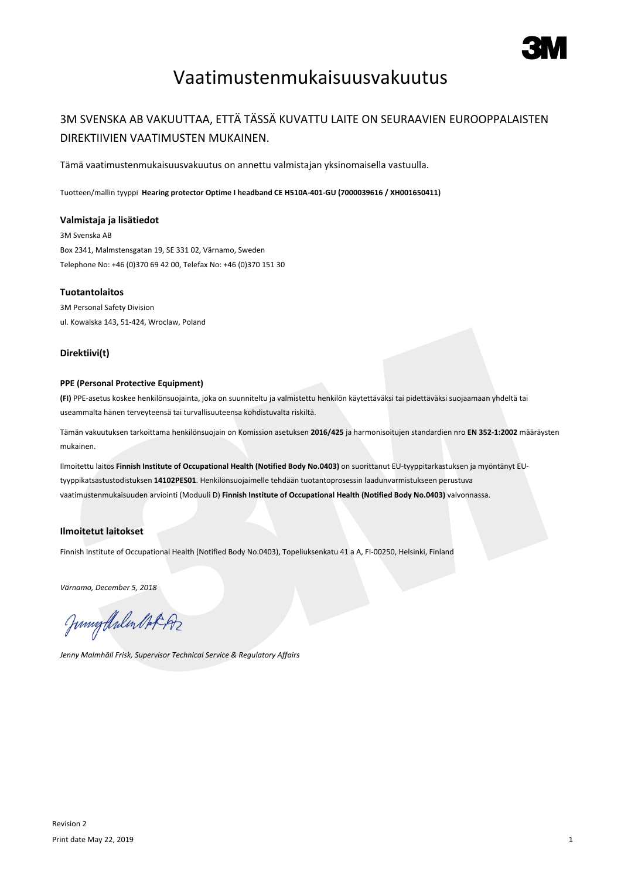# Vaatimustenmukaisuusvakuutus

## 3M SVENSKA AB VAKUUTTAA, ETTÄ TÄSSÄ KUVATTU LAITE ON SEURAAVIEN EUROOPPALAISTEN DIREKTIIVIEN VAATIMUSTEN MUKAINEN.

Tämä vaatimustenmukaisuusvakuutus on annettu valmistajan yksinomaisella vastuulla.

Tuotteen/mallin tyyppi **Hearing protector Optime I headband CE H510A-401-GU (7000039616 / XH001650411)**

### Valmistaja ja lisätiedot

3M Svenska AB
Box 2341, Malmstensgatan 19, SE 331 02, Värnamo, Sweden
Telephone No: +46 (0)370 69 42 00, Telefax No: +46 (0)370 151 30

### Tuotantolaitos

3M Personal Safety Division
ul. Kowalska 143, 51-424, Wroclaw, Poland

### Direktiivi(t)

#### PPE (Personal Protective Equipment)

**(FI)** PPE-asetus koskee henkilönsuojainta, joka on suunniteltu ja valmistettu henkilön käytettäväksi tai pidettäväksi suojaamaan yhdeltä tai useammalta hänen terveyteensä tai turvallisuuteensa kohdistuvalta riskiltä.

Tämän vakuutuksen tarkoittama henkilönsuojain on Komission asetuksen **2016/425** ja harmonisoitujen standardien nro **EN 352-1:2002** määräysten mukainen.

Ilmoitettu laitos **Finnish Institute of Occupational Health (Notified Body No.0403)** on suorittanut EU-tyyppitarkastuksen ja myöntänyt EU-tyyppikatsastustodistuksen **14102PES01**. Henkilönsuojaimelle tehdään tuotantoprosessin laadunvarmistukseen perustuva vaatimustenmukaisuuden arviointi (Moduuli D) **Finnish Institute of Occupational Health (Notified Body No.0403)** valvonnassa.

### Ilmoitetut laitokset

Finnish Institute of Occupational Health (Notified Body No.0403), Topeliuksenkatu 41 a A, FI-00250, Helsinki, Finland

*Värnamo, December 5, 2018*

*Jenny Malmhäll Frisk, Supervisor Technical Service & Regulatory Affairs*

Revision 2
Print date May 22, 2019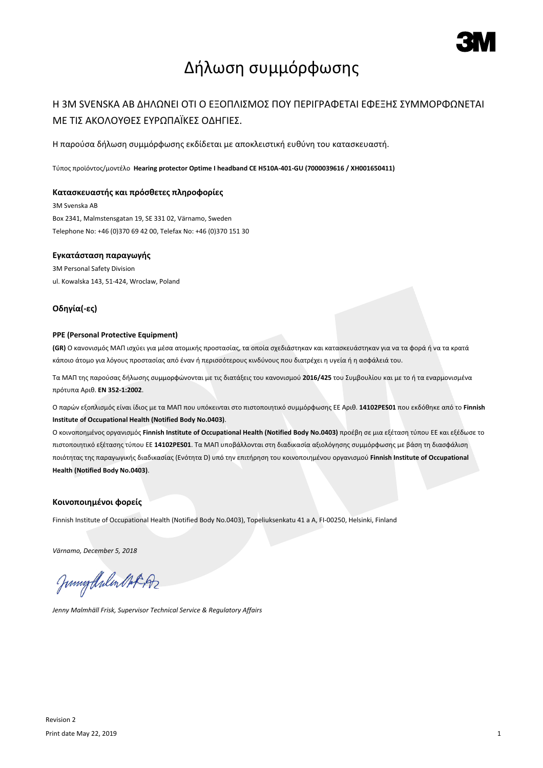# Δήλωση συμμόρφωσης

## Η 3M SVENSKA AB ΔΗΛΩΝΕΙ ΟΤΙ Ο ΕΞΟΠΛΙΣΜΟΣ ΠΟΥ ΠΕΡΙΓΡΑΦΕΤΑΙ ΕΦΕΞΗΣ ΣΥΜΜΟΡΦΩΝΕΤΑΙ ΜΕ ΤΙΣ ΑΚΟΛΟΥΘΕΣ ΕΥΡΩΠΑΪΚΕΣ ΟΔΗΓΙΕΣ.

Η παρούσα δήλωση συμμόρφωσης εκδίδεται με αποκλειστική ευθύνη του κατασκευαστή.

Τύπος προϊόντος/μοντέλο **Hearing protector Optime I headband CE H510A-401-GU (7000039616 / XH001650411)**

### Κατασκευαστής και πρόσθετες πληροφορίες

3M Svenska AB
Box 2341, Malmstensgatan 19, SE 331 02, Värnamo, Sweden
Telephone No: +46 (0)370 69 42 00, Telefax No: +46 (0)370 151 30

### Εγκατάσταση παραγωγής

3M Personal Safety Division
ul. Kowalska 143, 51-424, Wroclaw, Poland

### Οδηγία(-ες)

#### PPE (Personal Protective Equipment)

**(GR)** Ο κανονισμός ΜΑΠ ισχύει για μέσα ατομικής προστασίας, τα οποία σχεδιάστηκαν και κατασκευάστηκαν για να τα φορά ή να τα κρατά κάποιο άτομο για λόγους προστασίας από έναν ή περισσότερους κινδύνους που διατρέχει η υγεία ή η ασφάλειά του.

Τα ΜΑΠ της παρούσας δήλωσης συμμορφώνονται με τις διατάξεις του κανονισμού **2016/425** του Συμβουλίου και με το ή τα εναρμονισμένα πρότυπα Αριθ. **EN 352-1:2002**.

Ο παρών εξοπλισμός είναι ίδιος με τα ΜΑΠ που υπόκεινται στο πιστοποιητικό συμμόρφωσης ΕΕ Αριθ. **14102PES01** που εκδόθηκε από το **Finnish Institute of Occupational Health (Notified Body No.0403)**.
Ο κοινοποιημένος οργανισμός **Finnish Institute of Occupational Health (Notified Body No.0403)** προέβη σε μια εξέταση τύπου ΕΕ και εξέδωσε το πιστοποιητικό εξέτασης τύπου ΕΕ **14102PES01**. Τα ΜΑΠ υποβάλλονται στη διαδικασία αξιολόγησης συμμόρφωσης με βάση τη διασφάλιση ποιότητας της παραγωγικής διαδικασίας (Ενότητα D) υπό την επιτήρηση του κοινοποιημένου οργανισμού **Finnish Institute of Occupational Health (Notified Body No.0403)**.

### Κοινοποιημένοι φορείς

Finnish Institute of Occupational Health (Notified Body No.0403), Topeliuksenkatu 41 a A, FI-00250, Helsinki, Finland

*Värnamo, December 5, 2018*

*Jenny Malmhäll Frisk, Supervisor Technical Service & Regulatory Affairs*

Revision 2
Print date May 22, 2019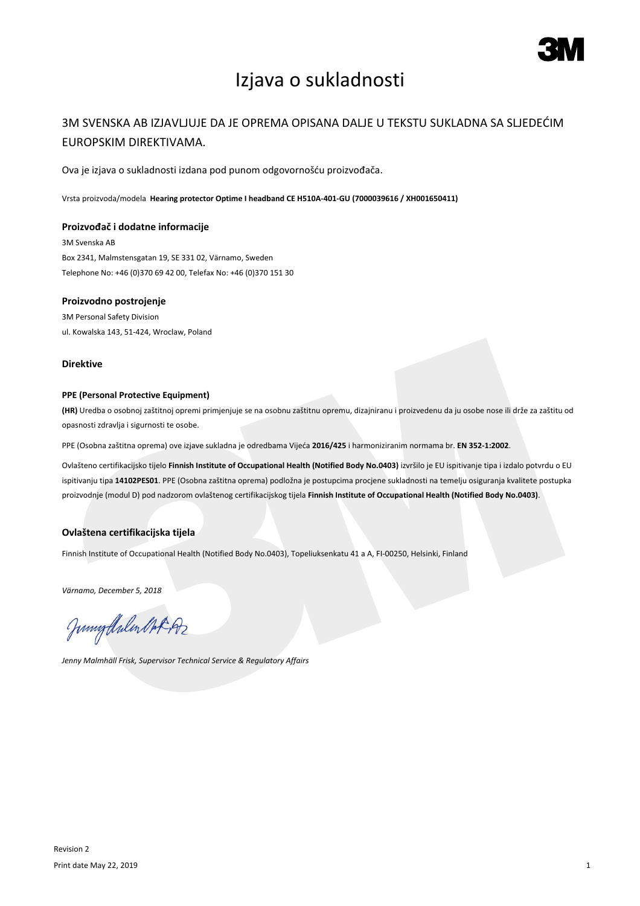# Izjava o sukladnosti

## 3M SVENSKA AB IZJAVLJUJE DA JE OPREMA OPISANA DALJE U TEKSTU SUKLADNA SA SLJEDEĆIM EUROPSKIM DIREKTIVAMA.

Ova je izjava o sukladnosti izdana pod punom odgovornošću proizvođača.

Vrsta proizvoda/modela **Hearing protector Optime I headband CE H510A-401-GU (7000039616 / XH001650411)**

### Proizvođač i dodatne informacije

3M Svenska AB
Box 2341, Malmstensgatan 19, SE 331 02, Värnamo, Sweden
Telephone No: +46 (0)370 69 42 00, Telefax No: +46 (0)370 151 30

### Proizvodno postrojenje

3M Personal Safety Division
ul. Kowalska 143, 51-424, Wroclaw, Poland

### Direktive

#### PPE (Personal Protective Equipment)

**(HR)** Uredba o osobnoj zaštitnoj opremi primjenjuje se na osobnu zaštitnu opremu, dizajniranu i proizvedenu da ju osobe nose ili drže za zaštitu od opasnosti zdravlja i sigurnosti te osobe.

PPE (Osobna zaštitna oprema) ove izjave sukladna je odredbama Vijeća **2016/425** i harmoniziranim normama br. **EN 352-1:2002**.

Ovlašteno certifikacijsko tijelo **Finnish Institute of Occupational Health (Notified Body No.0403)** izvršilo je EU ispitivanje tipa i izdalo potvrdu o EU ispitivanju tipa **14102PES01**. PPE (Osobna zaštitna oprema) podložna je postupcima procjene sukladnosti na temelju osiguranja kvalitete postupka proizvodnje (modul D) pod nadzorom ovlaštenog certifikacijskog tijela **Finnish Institute of Occupational Health (Notified Body No.0403)**.

### Ovlaštena certifikacijska tijela

Finnish Institute of Occupational Health (Notified Body No.0403), Topeliuksenkatu 41 a A, FI-00250, Helsinki, Finland

*Värnamo, December 5, 2018*

*Jenny Malmhäll Frisk, Supervisor Technical Service & Regulatory Affairs*

Revision 2
Print date May 22, 2019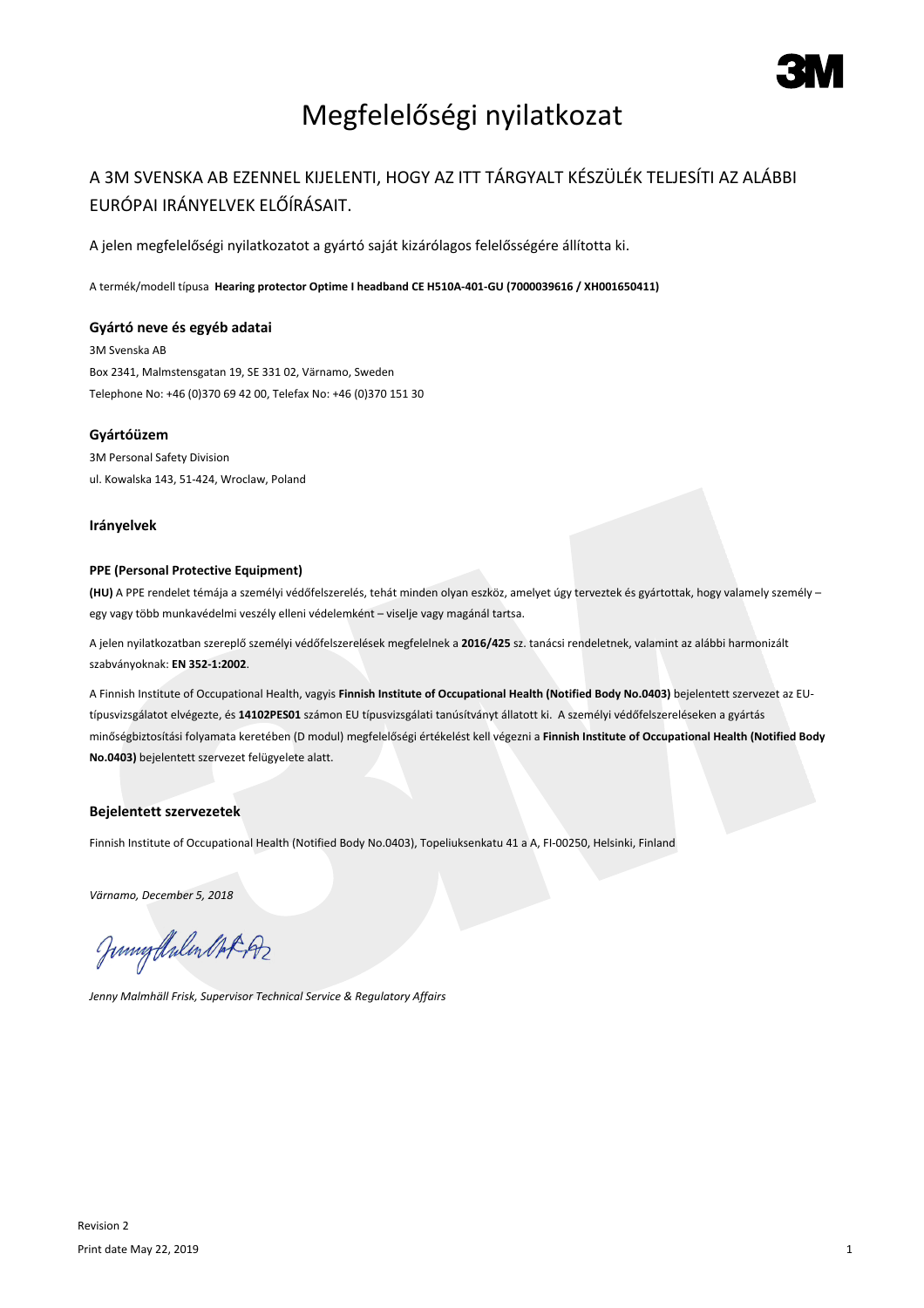# Megfelelőségi nyilatkozat

## A 3M SVENSKA AB EZENNEL KIJELENTI, HOGY AZ ITT TÁRGYALT KÉSZÜLÉK TELJESÍTI AZ ALÁBBI EURÓPAI IRÁNYELVEK ELŐÍRÁSAIT.

A jelen megfelelőségi nyilatkozatot a gyártó saját kizárólagos felelősségére állította ki.

A termék/modell típusa **Hearing protector Optime I headband CE H510A-401-GU (7000039616 / XH001650411)**

### Gyártó neve és egyéb adatai

3M Svenska AB
Box 2341, Malmstensgatan 19, SE 331 02, Värnamo, Sweden
Telephone No: +46 (0)370 69 42 00, Telefax No: +46 (0)370 151 30

### Gyártóüzem

3M Personal Safety Division
ul. Kowalska 143, 51-424, Wroclaw, Poland

### Irányelvek

#### PPE (Personal Protective Equipment)

**(HU)** A PPE rendelet témája a személyi védőfelszerelés, tehát minden olyan eszköz, amelyet úgy terveztek és gyártottak, hogy valamely személy – egy vagy több munkavédelmi veszély elleni védelemként – viselje vagy magánál tartsa.

A jelen nyilatkozatban szereplő személyi védőfelszerelések megfelelnek a **2016/425** sz. tanácsi rendeletnek, valamint az alábbi harmonizált szabványoknak: **EN 352-1:2002**.

A Finnish Institute of Occupational Health, vagyis **Finnish Institute of Occupational Health (Notified Body No.0403)** bejelentett szervezet az EU-típusvizsgálatot elvégezte, és **14102PES01** számon EU típusvizsgálati tanúsítványt állatott ki. A személyi védőfelszereléseken a gyártás minőségbiztosítási folyamata keretében (D modul) megfelelőségi értékelést kell végezni a **Finnish Institute of Occupational Health (Notified Body No.0403)** bejelentett szervezet felügyelete alatt.

### Bejelentett szervezetek

Finnish Institute of Occupational Health (Notified Body No.0403), Topeliuksenkatu 41 a A, FI-00250, Helsinki, Finland

*Värnamo, December 5, 2018*

*Jenny Malmhäll Frisk, Supervisor Technical Service & Regulatory Affairs*

Revision 2
Print date May 22, 2019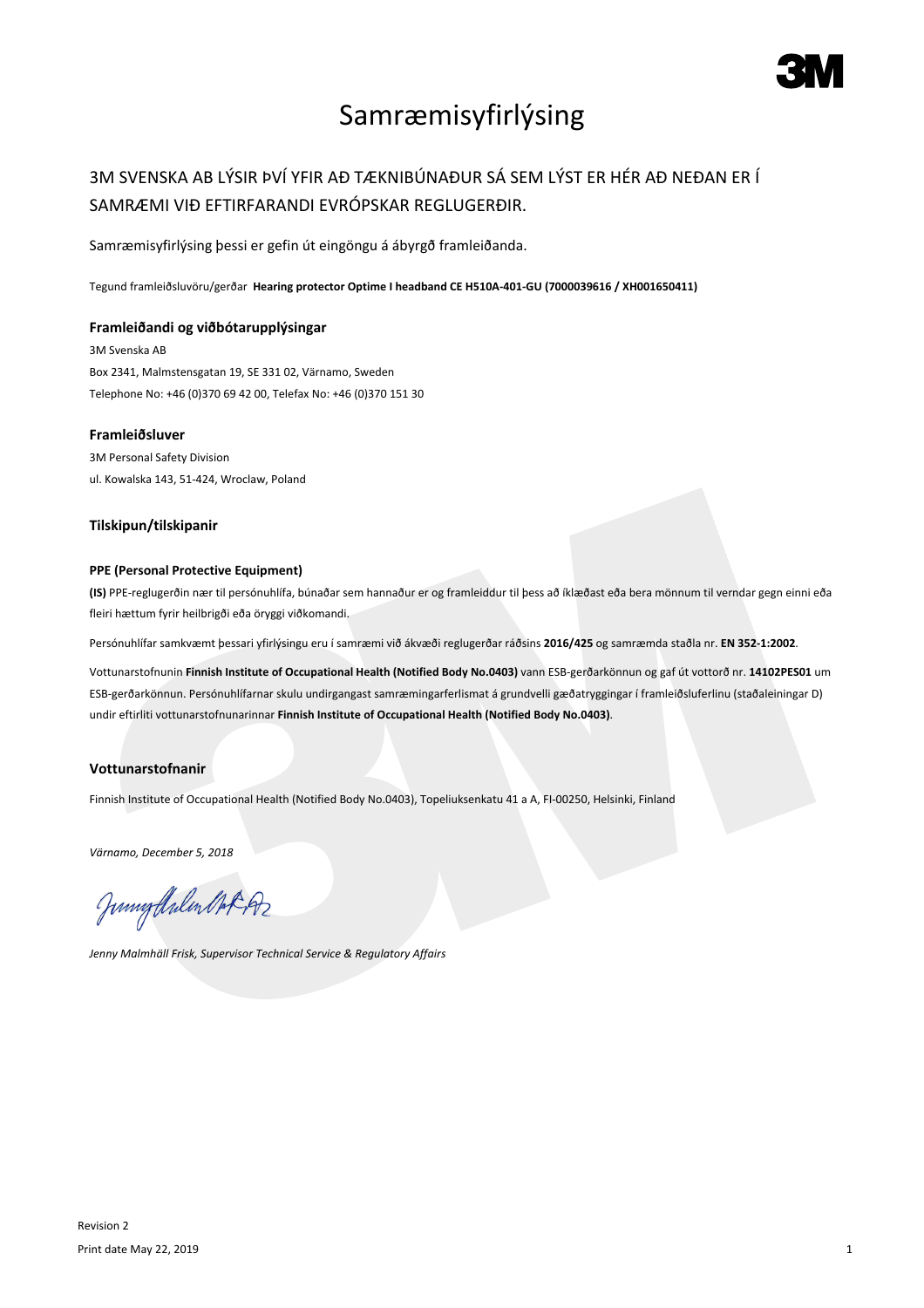# Samræmisyfirlýsing

## 3M SVENSKA AB LÝSIR ÞVÍ YFIR AÐ TÆKNIBÚNAÐUR SÁ SEM LÝST ER HÉR AÐ NEÐAN ER Í SAMRÆMI VIÐ EFTIRFARANDI EVRÓPSKAR REGLUGERÐIR.

Samræmisyfirlýsing þessi er gefin út eingöngu á ábyrgð framleiðanda.

Tegund framleiðsluvöru/gerðar **Hearing protector Optime I headband CE H510A-401-GU (7000039616 / XH001650411)**

### Framleiðandi og viðbótarupplýsingar

3M Svenska AB
Box 2341, Malmstensgatan 19, SE 331 02, Värnamo, Sweden
Telephone No: +46 (0)370 69 42 00, Telefax No: +46 (0)370 151 30

### Framleiðsluver

3M Personal Safety Division
ul. Kowalska 143, 51-424, Wroclaw, Poland

### Tilskipun/tilskipanir

#### PPE (Personal Protective Equipment)

**(IS)** PPE-reglugerðin nær til persónuhlífa, búnaðar sem hannaður er og framleiddur til þess að íklæðast eða bera mönnum til verndar gegn einni eða fleiri hættum fyrir heilbrigði eða öryggi viðkomandi.

Persónuhlífar samkvæmt þessari yfirlýsingu eru í samræmi við ákvæði reglugerðar ráðsins **2016/425** og samræmda staðla nr. **EN 352-1:2002**.

Vottunarstofnunin **Finnish Institute of Occupational Health (Notified Body No.0403)** vann ESB-gerðarkönnun og gaf út vottorð nr. **14102PES01** um ESB-gerðarkönnun. Persónuhlífarnar skulu undirgangast samræmingarferlismat á grundvelli gæðatryggingar í framleiðsluferlinu (staðaleiningar D) undir eftirliti vottunarstofnunarinnar **Finnish Institute of Occupational Health (Notified Body No.0403)**.

### Vottunarstofnanir

Finnish Institute of Occupational Health (Notified Body No.0403), Topeliuksenkatu 41 a A, FI-00250, Helsinki, Finland

*Värnamo, December 5, 2018*

*Jenny Malmhäll Frisk, Supervisor Technical Service & Regulatory Affairs*

Revision 2
Print date May 22, 2019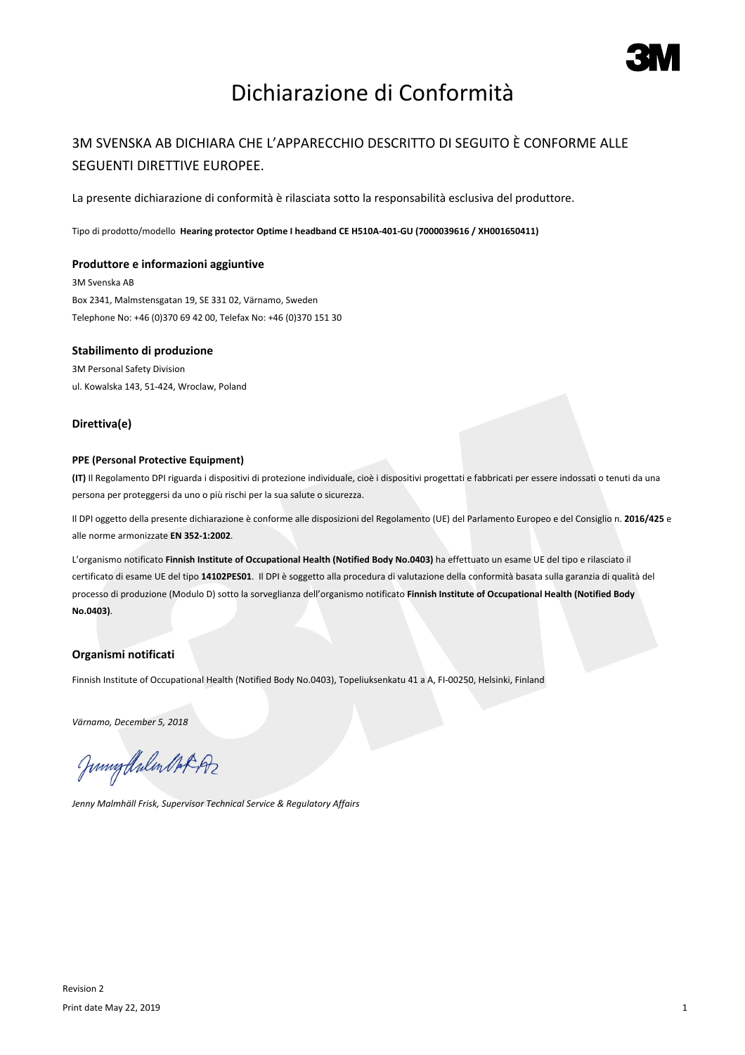# Dichiarazione di Conformità

## 3M SVENSKA AB DICHIARA CHE L'APPARECCHIO DESCRITTO DI SEGUITO È CONFORME ALLE SEGUENTI DIRETTIVE EUROPEE.

La presente dichiarazione di conformità è rilasciata sotto la responsabilità esclusiva del produttore.

Tipo di prodotto/modello **Hearing protector Optime I headband CE H510A-401-GU (7000039616 / XH001650411)**

### Produttore e informazioni aggiuntive

3M Svenska AB
Box 2341, Malmstensgatan 19, SE 331 02, Värnamo, Sweden
Telephone No: +46 (0)370 69 42 00, Telefax No: +46 (0)370 151 30

### Stabilimento di produzione

3M Personal Safety Division
ul. Kowalska 143, 51-424, Wroclaw, Poland

### Direttiva(e)

**PPE (Personal Protective Equipment)**

**(IT)** Il Regolamento DPI riguarda i dispositivi di protezione individuale, cioè i dispositivi progettati e fabbricati per essere indossati o tenuti da una persona per proteggersi da uno o più rischi per la sua salute o sicurezza.

Il DPI oggetto della presente dichiarazione è conforme alle disposizioni del Regolamento (UE) del Parlamento Europeo e del Consiglio n. **2016/425** e alle norme armonizzate **EN 352-1:2002**.

L'organismo notificato **Finnish Institute of Occupational Health (Notified Body No.0403)** ha effettuato un esame UE del tipo e rilasciato il certificato di esame UE del tipo **14102PES01**. Il DPI è soggetto alla procedura di valutazione della conformità basata sulla garanzia di qualità del processo di produzione (Modulo D) sotto la sorveglianza dell'organismo notificato **Finnish Institute of Occupational Health (Notified Body No.0403)**.

### Organismi notificati

Finnish Institute of Occupational Health (Notified Body No.0403), Topeliuksenkatu 41 a A, FI-00250, Helsinki, Finland

*Värnamo, December 5, 2018*

*Jenny Malmhäll Frisk, Supervisor Technical Service & Regulatory Affairs*

Revision 2
Print date May 22, 2019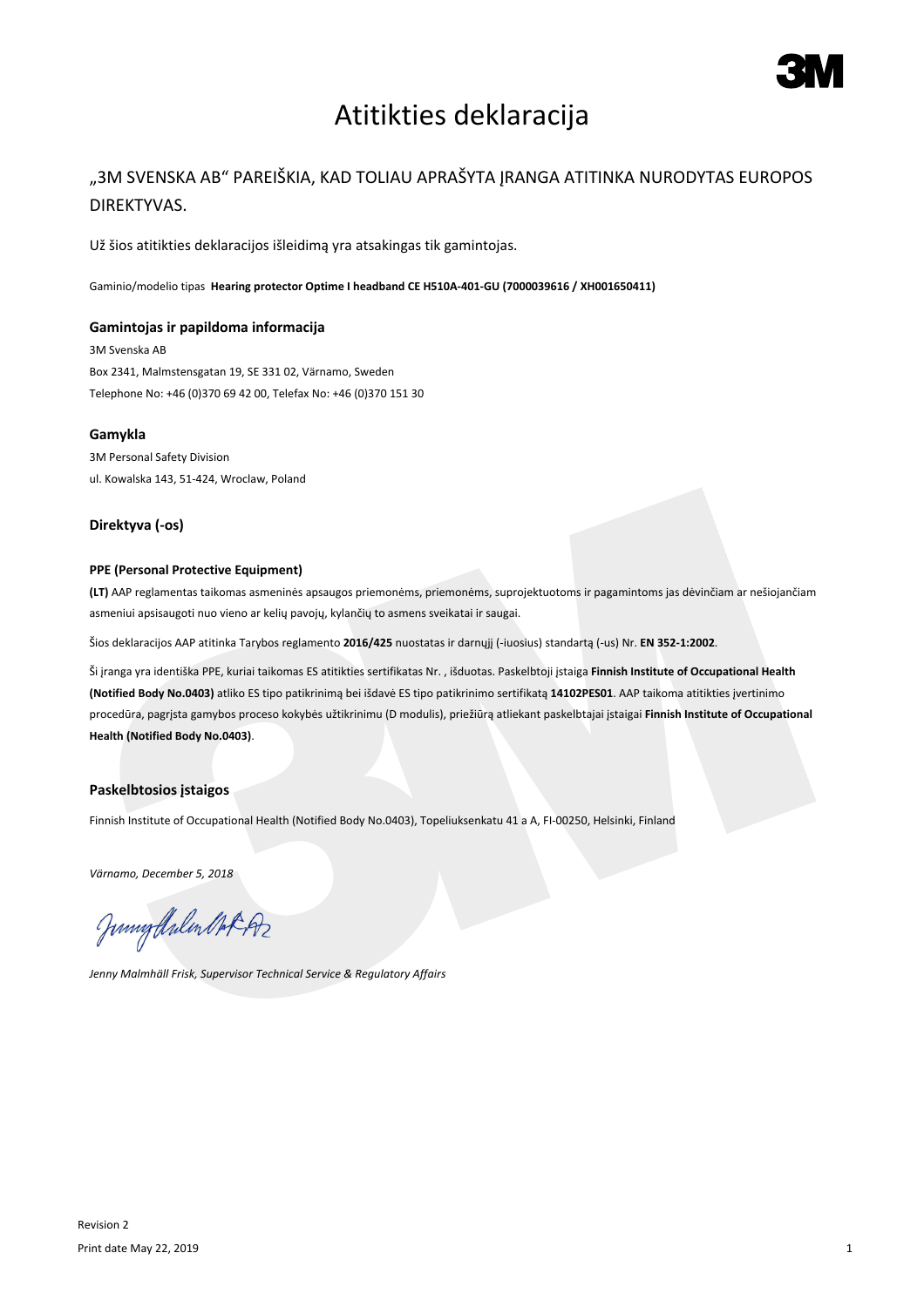# Atitikties deklaracija

## „3M SVENSKA AB“ PAREIŠKIA, KAD TOLIAU APRAŠYTA ĮRANGA ATITINKA NURODYTAS EUROPOS DIREKTYVAS.

Už šios atitikties deklaracijos išleidimą yra atsakingas tik gamintojas.

Gaminio/modelio tipas **Hearing protector Optime I headband CE H510A-401-GU (7000039616 / XH001650411)**

### Gamintojas ir papildoma informacija

3M Svenska AB
Box 2341, Malmstensgatan 19, SE 331 02, Värnamo, Sweden
Telephone No: +46 (0)370 69 42 00, Telefax No: +46 (0)370 151 30

### Gamykla

3M Personal Safety Division
ul. Kowalska 143, 51-424, Wroclaw, Poland

### Direktyva (-os)

#### PPE (Personal Protective Equipment)

**(LT)** AAP reglamentas taikomas asmeninės apsaugos priemonėms, priemonėms, suprojektuotoms ir pagamintoms jas dėvinčiam ar nešiojančiam asmeniui apsisaugoti nuo vieno ar kelių pavojų, kylančių to asmens sveikatai ir saugai.

Šios deklaracijos AAP atitinka Tarybos reglamento **2016/425** nuostatas ir darnųjį (-iuosius) standartą (-us) Nr. **EN 352-1:2002**.

Ši įranga yra identiška PPE, kuriai taikomas ES atitikties sertifikatas Nr. , išduotas. Paskelbtoji įstaiga **Finnish Institute of Occupational Health (Notified Body No.0403)** atliko ES tipo patikrinimą bei išdavė ES tipo patikrinimo sertifikatą **14102PES01**. AAP taikoma atitikties įvertinimo procedūra, pagrįsta gamybos proceso kokybės užtikrinimu (D modulis), priežiūrą atliekant paskelbtajai įstaigai **Finnish Institute of Occupational Health (Notified Body No.0403)**.

### Paskelbtosios įstaigos

Finnish Institute of Occupational Health (Notified Body No.0403), Topeliuksenkatu 41 a A, FI-00250, Helsinki, Finland

*Värnamo, December 5, 2018*

*Jenny Malmhäll Frisk, Supervisor Technical Service & Regulatory Affairs*

Revision 2
Print date May 22, 2019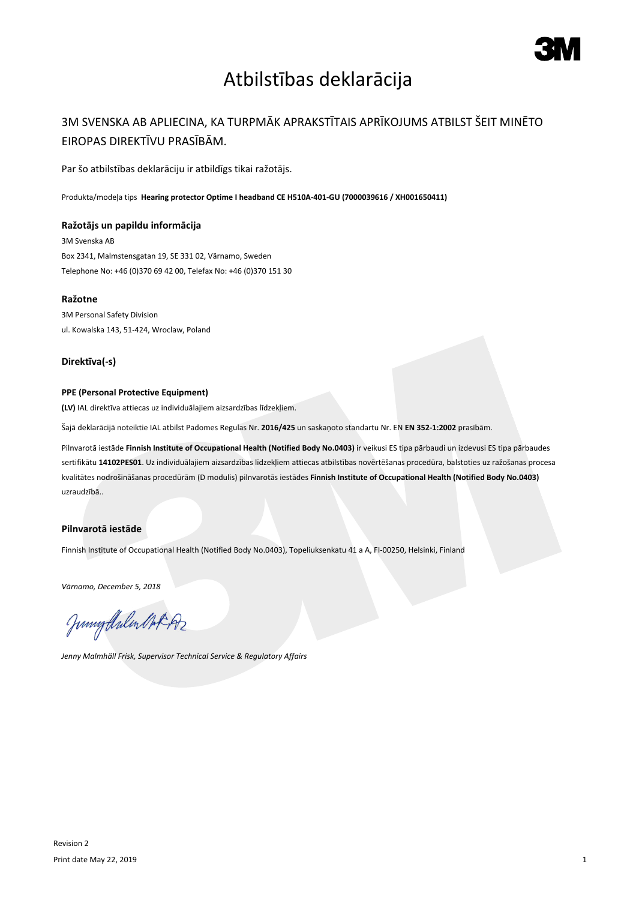# Atbilstības deklarācija

## 3M SVENSKA AB APLIECINA, KA TURPMĀK APRAKSTĪTAIS APRĪKOJUMS ATBILST ŠEIT MINĒTO EIROPAS DIREKTĪVU PRASĪBĀM.

Par šo atbilstības deklarāciju ir atbildīgs tikai ražotājs.

Produkta/modeļa tips **Hearing protector Optime I headband CE H510A-401-GU (7000039616 / XH001650411)**

### Ražotājs un papildu informācija

3M Svenska AB
Box 2341, Malmstensgatan 19, SE 331 02, Värnamo, Sweden
Telephone No: +46 (0)370 69 42 00, Telefax No: +46 (0)370 151 30

### Ražotne

3M Personal Safety Division
ul. Kowalska 143, 51-424, Wroclaw, Poland

### Direktīva(-s)

**PPE (Personal Protective Equipment)**

**(LV)** IAL direktīva attiecas uz individuālajiem aizsardzības līdzekļiem.

Šajā deklarācijā noteiktie IAL atbilst Padomes Regulas Nr. **2016/425** un saskaņoto standartu Nr. EN **EN 352-1:2002** prasībām.

Pilnvarotā iestāde **Finnish Institute of Occupational Health (Notified Body No.0403)** ir veikusi ES tipa pārbaudi un izdevusi ES tipa pārbaudes sertifikātu **14102PES01**. Uz individuālajiem aizsardzības līdzekļiem attiecas atbilstības novērtēšanas procedūra, balstoties uz ražošanas procesa kvalitātes nodrošināšanas procedūrām (D modulis) pilnvarotās iestādes **Finnish Institute of Occupational Health (Notified Body No.0403)** uzraudzībā..

### Pilnvarotā iestāde

Finnish Institute of Occupational Health (Notified Body No.0403), Topeliuksenkatu 41 a A, FI-00250, Helsinki, Finland

*Värnamo, December 5, 2018*

*Jenny Malmhäll Frisk, Supervisor Technical Service & Regulatory Affairs*

Revision 2
Print date May 22, 2019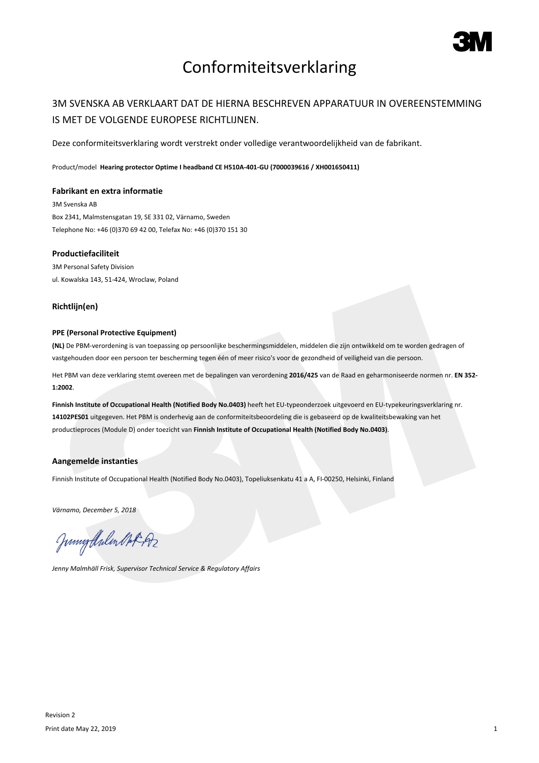# Conformiteitsverklaring

## 3M SVENSKA AB VERKLAART DAT DE HIERNA BESCHREVEN APPARATUUR IN OVEREENSTEMMING IS MET DE VOLGENDE EUROPESE RICHTLIJNEN.

Deze conformiteitsverklaring wordt verstrekt onder volledige verantwoordelijkheid van de fabrikant.

Product/model **Hearing protector Optime I headband CE H510A-401-GU (7000039616 / XH001650411)**

### Fabrikant en extra informatie

3M Svenska AB
Box 2341, Malmstensgatan 19, SE 331 02, Värnamo, Sweden
Telephone No: +46 (0)370 69 42 00, Telefax No: +46 (0)370 151 30

### Productiefaciliteit

3M Personal Safety Division
ul. Kowalska 143, 51-424, Wroclaw, Poland

### Richtlijn(en)

**PPE (Personal Protective Equipment)**

**(NL)** De PBM-verordening is van toepassing op persoonlijke beschermingsmiddelen, middelen die zijn ontwikkeld om te worden gedragen of vastgehouden door een persoon ter bescherming tegen één of meer risico's voor de gezondheid of veiligheid van die persoon.

Het PBM van deze verklaring stemt overeen met de bepalingen van verordening **2016/425** van de Raad en geharmoniseerde normen nr. **EN 352-1:2002**.

**Finnish Institute of Occupational Health (Notified Body No.0403)** heeft het EU-typeonderzoek uitgevoerd en EU-typekeuringsverklaring nr. **14102PES01** uitgegeven. Het PBM is onderhevig aan de conformiteitsbeoordeling die is gebaseerd op de kwaliteitsbewaking van het productieproces (Module D) onder toezicht van **Finnish Institute of Occupational Health (Notified Body No.0403)**.

### Aangemelde instanties

Finnish Institute of Occupational Health (Notified Body No.0403), Topeliuksenkatu 41 a A, FI-00250, Helsinki, Finland

*Värnamo, December 5, 2018*

*Jenny Malmhäll Frisk, Supervisor Technical Service & Regulatory Affairs*

Revision 2
Print date May 22, 2019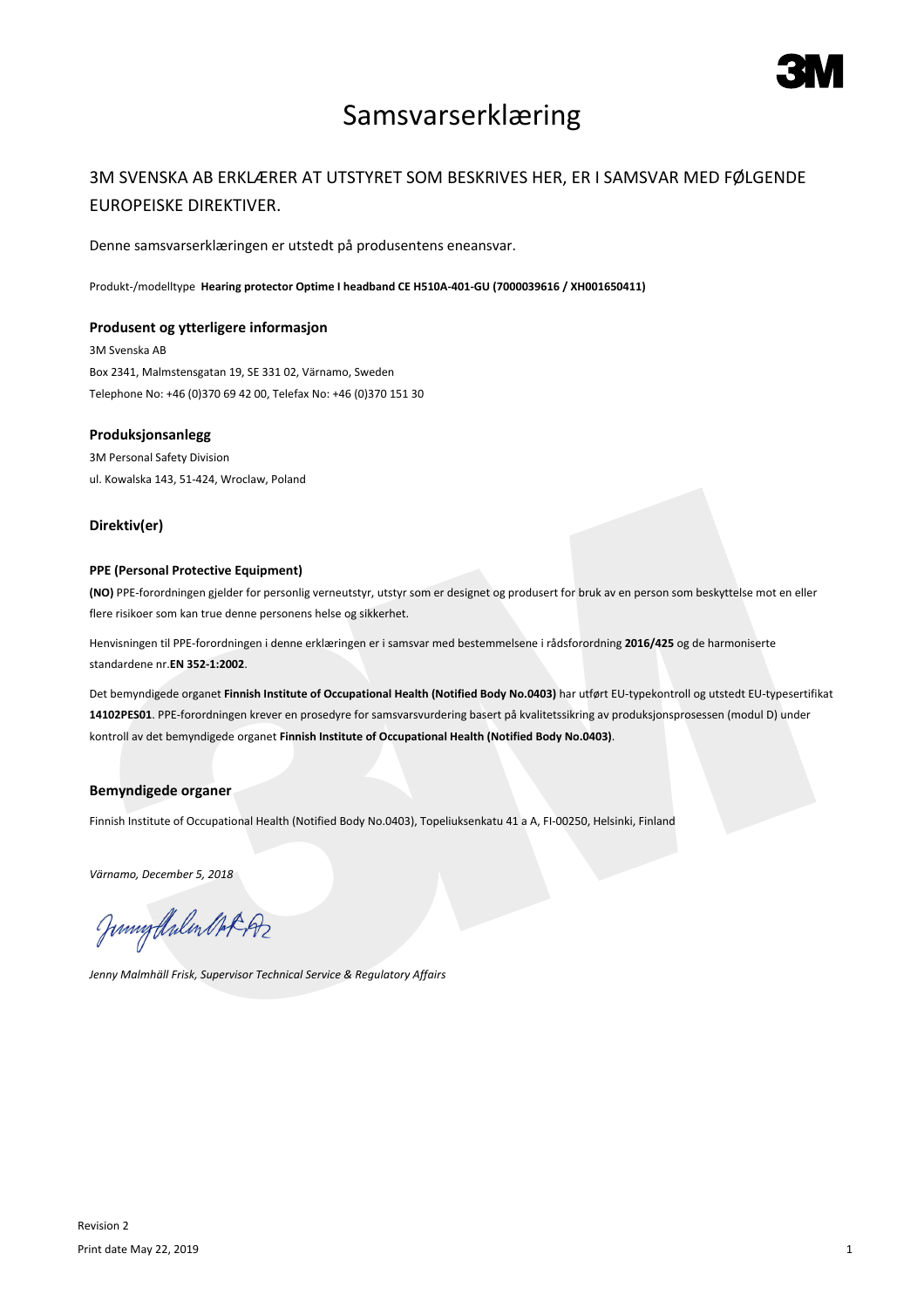# Samsvarserklæring

## 3M SVENSKA AB ERKLÆRER AT UTSTYRET SOM BESKRIVES HER, ER I SAMSVAR MED FØLGENDE EUROPEISKE DIREKTIVER.

Denne samsvarserklæringen er utstedt på produsentens eneansvar.

Produkt-/modelltype **Hearing protector Optime I headband CE H510A-401-GU (7000039616 / XH001650411)**

### Produsent og ytterligere informasjon

3M Svenska AB
Box 2341, Malmstensgatan 19, SE 331 02, Värnamo, Sweden
Telephone No: +46 (0)370 69 42 00, Telefax No: +46 (0)370 151 30

### Produksjonsanlegg

3M Personal Safety Division
ul. Kowalska 143, 51-424, Wroclaw, Poland

### Direktiv(er)

#### PPE (Personal Protective Equipment)

**(NO)** PPE-forordningen gjelder for personlig verneutstyr, utstyr som er designet og produsert for bruk av en person som beskyttelse mot en eller flere risikoer som kan true denne personens helse og sikkerhet.

Henvisningen til PPE-forordningen i denne erklæringen er i samsvar med bestemmelsene i rådsforordning **2016/425** og de harmoniserte standardene nr.**EN 352-1:2002**.

Det bemyndigede organet **Finnish Institute of Occupational Health (Notified Body No.0403)** har utført EU-typekontroll og utstedt EU-typesertifikat **14102PES01**. PPE-forordningen krever en prosedyre for samsvarsvurdering basert på kvalitetssikring av produksjonsprosessen (modul D) under kontroll av det bemyndigede organet **Finnish Institute of Occupational Health (Notified Body No.0403)**.

### Bemyndigede organer

Finnish Institute of Occupational Health (Notified Body No.0403), Topeliuksenkatu 41 a A, FI-00250, Helsinki, Finland

*Värnamo, December 5, 2018*

*Jenny Malmhäll Frisk, Supervisor Technical Service & Regulatory Affairs*

Revision 2
Print date May 22, 2019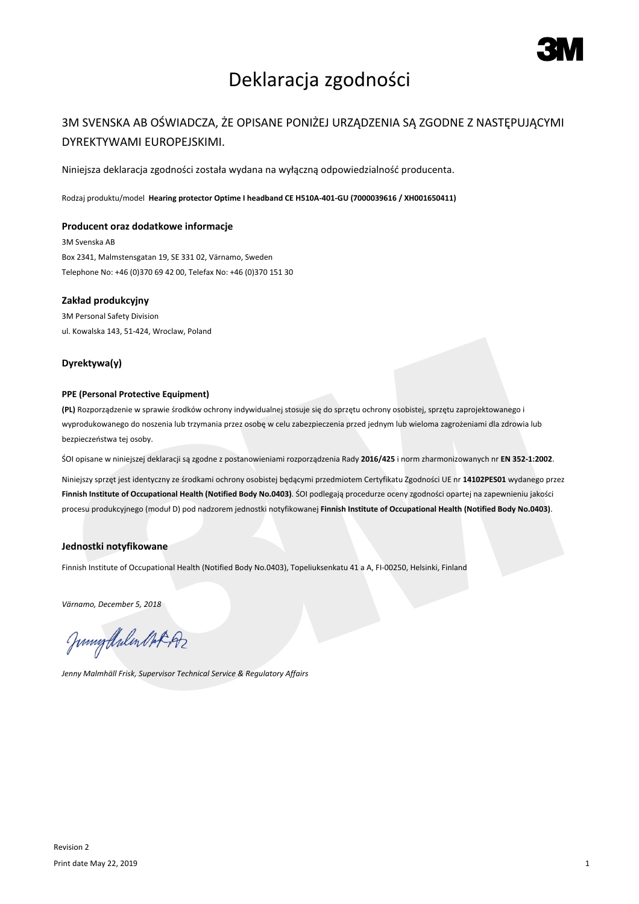# Deklaracja zgodności

## 3M SVENSKA AB OŚWIADCZA, ŻE OPISANE PONIŻEJ URZĄDZENIA SĄ ZGODNE Z NASTĘPUJĄCYMI DYREKTYWAMI EUROPEJSKIMI.

Niniejsza deklaracja zgodności została wydana na wyłączną odpowiedzialność producenta.

Rodzaj produktu/model **Hearing protector Optime I headband CE H510A-401-GU (7000039616 / XH001650411)**

### Producent oraz dodatkowe informacje

3M Svenska AB
Box 2341, Malmstensgatan 19, SE 331 02, Värnamo, Sweden
Telephone No: +46 (0)370 69 42 00, Telefax No: +46 (0)370 151 30

### Zakład produkcyjny

3M Personal Safety Division
ul. Kowalska 143, 51-424, Wroclaw, Poland

### Dyrektywa(y)

**PPE (Personal Protective Equipment)**

**(PL)** Rozporządzenie w sprawie środków ochrony indywidualnej stosuje się do sprzętu ochrony osobistej, sprzętu zaprojektowanego i wyprodukowanego do noszenia lub trzymania przez osobę w celu zabezpieczenia przed jednym lub wieloma zagrożeniami dla zdrowia lub bezpieczeństwa tej osoby.

ŚOI opisane w niniejszej deklaracji są zgodne z postanowieniami rozporządzenia Rady **2016/425** i norm zharmonizowanych nr **EN 352-1:2002**.

Niniejszy sprzęt jest identyczny ze środkami ochrony osobistej będącymi przedmiotem Certyfikatu Zgodności UE nr **14102PES01** wydanego przez **Finnish Institute of Occupational Health (Notified Body No.0403)**. ŚOI podlegają procedurze oceny zgodności opartej na zapewnieniu jakości procesu produkcyjnego (moduł D) pod nadzorem jednostki notyfikowanej **Finnish Institute of Occupational Health (Notified Body No.0403)**.

### Jednostki notyfikowane

Finnish Institute of Occupational Health (Notified Body No.0403), Topeliuksenkatu 41 a A, FI-00250, Helsinki, Finland

*Värnamo, December 5, 2018*

*Jenny Malmhäll Frisk, Supervisor Technical Service & Regulatory Affairs*

Revision 2
Print date May 22, 2019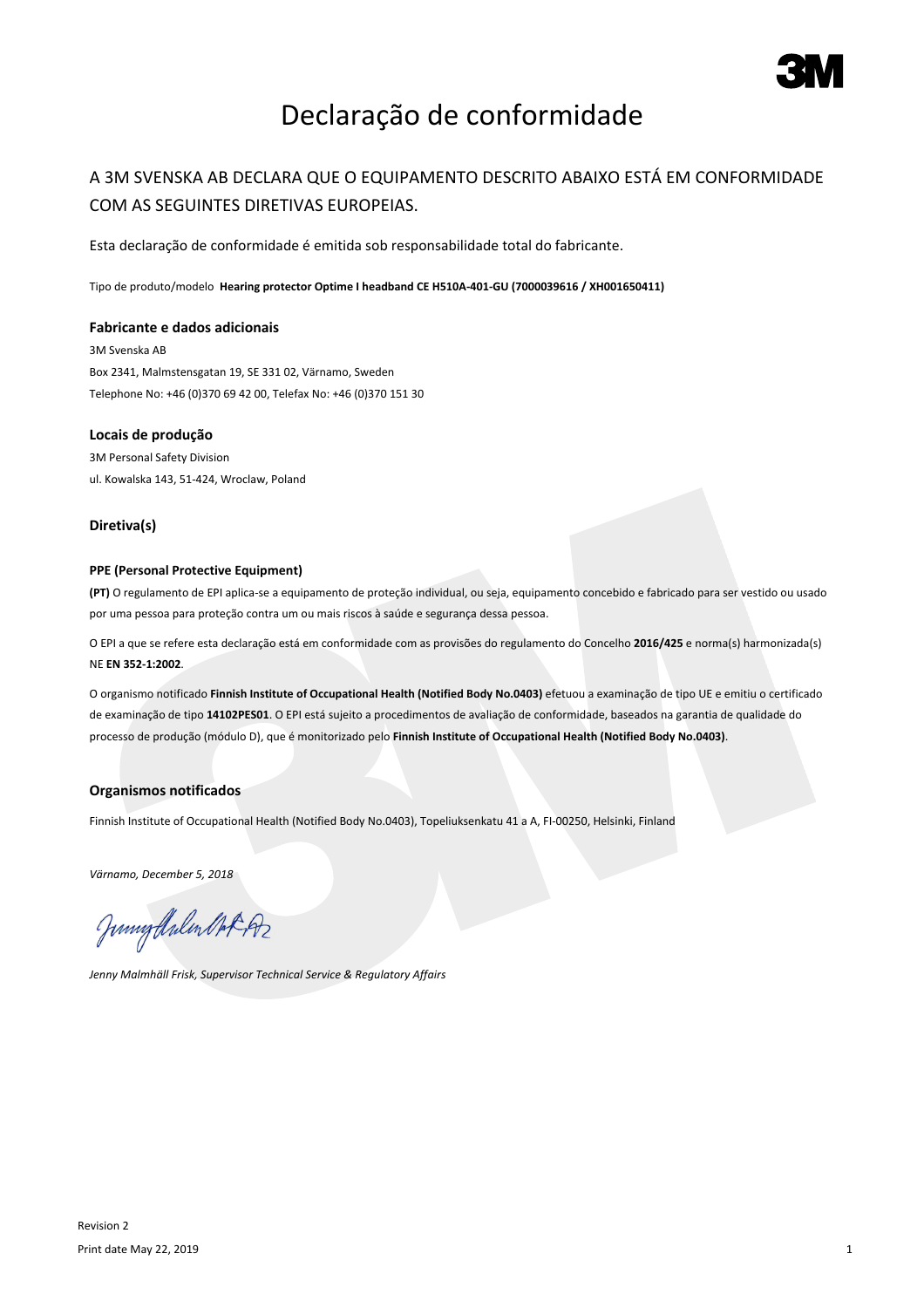# Declaração de conformidade

## A 3M SVENSKA AB DECLARA QUE O EQUIPAMENTO DESCRITO ABAIXO ESTÁ EM CONFORMIDADE COM AS SEGUINTES DIRETIVAS EUROPEIAS.

Esta declaração de conformidade é emitida sob responsabilidade total do fabricante.

Tipo de produto/modelo **Hearing protector Optime I headband CE H510A-401-GU (7000039616 / XH001650411)**

### Fabricante e dados adicionais

3M Svenska AB
Box 2341, Malmstensgatan 19, SE 331 02, Värnamo, Sweden
Telephone No: +46 (0)370 69 42 00, Telefax No: +46 (0)370 151 30

### Locais de produção

3M Personal Safety Division
ul. Kowalska 143, 51-424, Wroclaw, Poland

### Diretiva(s)

#### PPE (Personal Protective Equipment)

**(PT)** O regulamento de EPI aplica-se a equipamento de proteção individual, ou seja, equipamento concebido e fabricado para ser vestido ou usado por uma pessoa para proteção contra um ou mais riscos à saúde e segurança dessa pessoa.

O EPI a que se refere esta declaração está em conformidade com as provisões do regulamento do Concelho **2016/425** e norma(s) harmonizada(s) NE **EN 352-1:2002**.

O organismo notificado **Finnish Institute of Occupational Health (Notified Body No.0403)** efetuou a examinação de tipo UE e emitiu o certificado de examinação de tipo **14102PES01**. O EPI está sujeito a procedimentos de avaliação de conformidade, baseados na garantia de qualidade do processo de produção (módulo D), que é monitorizado pelo **Finnish Institute of Occupational Health (Notified Body No.0403)**.

### Organismos notificados

Finnish Institute of Occupational Health (Notified Body No.0403), Topeliuksenkatu 41 a A, FI-00250, Helsinki, Finland

*Värnamo, December 5, 2018*

*Jenny Malmhäll Frisk, Supervisor Technical Service & Regulatory Affairs*

Revision 2
Print date May 22, 2019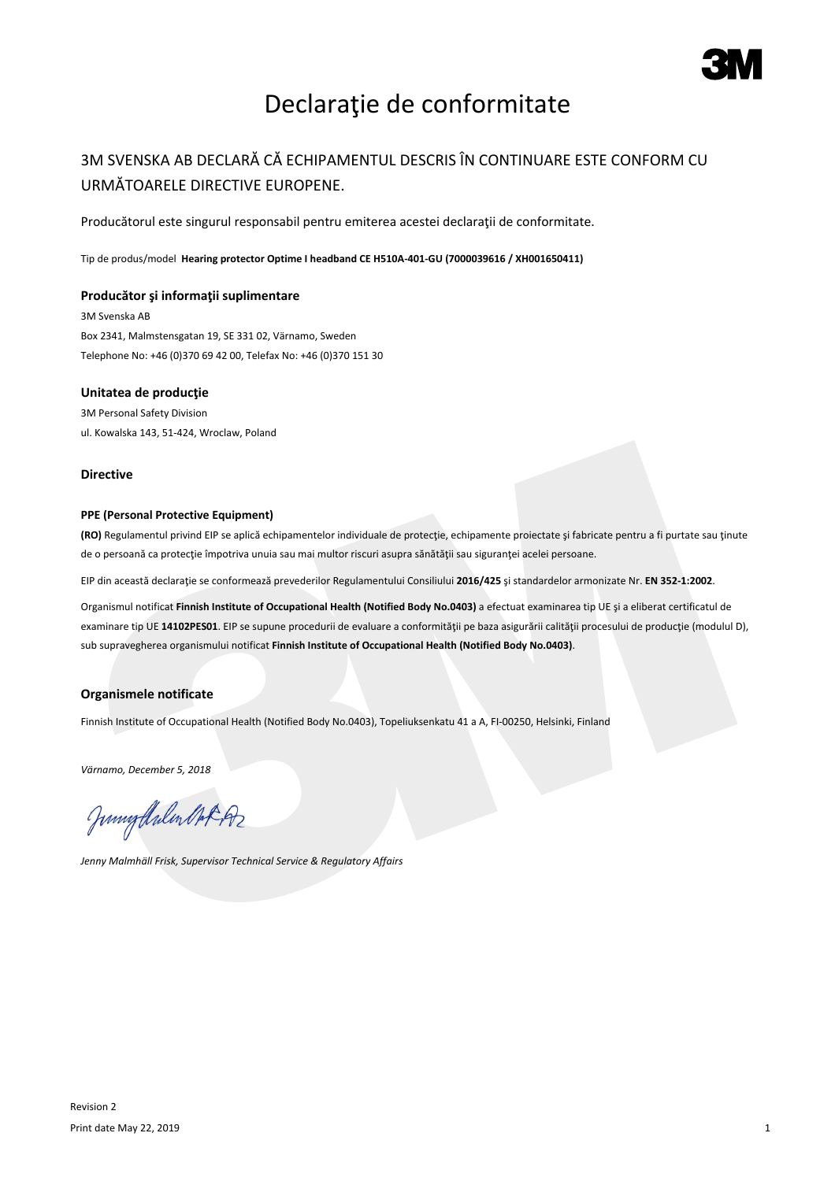# Declaraţie de conformitate

## 3M SVENSKA AB DECLARĂ CĂ ECHIPAMENTUL DESCRIS ÎN CONTINUARE ESTE CONFORM CU URMĂTOARELE DIRECTIVE EUROPENE.

Producătorul este singurul responsabil pentru emiterea acestei declaraţii de conformitate.

Tip de produs/model **Hearing protector Optime I headband CE H510A-401-GU (7000039616 / XH001650411)**

### Producător şi informaţii suplimentare

3M Svenska AB
Box 2341, Malmstensgatan 19, SE 331 02, Värnamo, Sweden
Telephone No: +46 (0)370 69 42 00, Telefax No: +46 (0)370 151 30

### Unitatea de producţie

3M Personal Safety Division
ul. Kowalska 143, 51-424, Wroclaw, Poland

### Directive

#### PPE (Personal Protective Equipment)

**(RO)** Regulamentul privind EIP se aplică echipamentelor individuale de protecţie, echipamente proiectate şi fabricate pentru a fi purtate sau ţinute de o persoană ca protecţie împotriva unuia sau mai multor riscuri asupra sănătăţii sau siguranţei acelei persoane.

EIP din această declaraţie se conformează prevederilor Regulamentului Consiliului **2016/425** şi standardelor armonizate Nr. **EN 352-1:2002**.

Organismul notificat **Finnish Institute of Occupational Health (Notified Body No.0403)** a efectuat examinarea tip UE şi a eliberat certificatul de examinare tip UE **14102PES01**. EIP se supune procedurii de evaluare a conformităţii pe baza asigurării calităţii procesului de producţie (modulul D), sub supravegherea organismului notificat **Finnish Institute of Occupational Health (Notified Body No.0403)**.

### Organismele notificate

Finnish Institute of Occupational Health (Notified Body No.0403), Topeliuksenkatu 41 a A, FI-00250, Helsinki, Finland

*Värnamo, December 5, 2018*

*Jenny Malmhäll Frisk, Supervisor Technical Service & Regulatory Affairs*

Revision 2
Print date May 22, 2019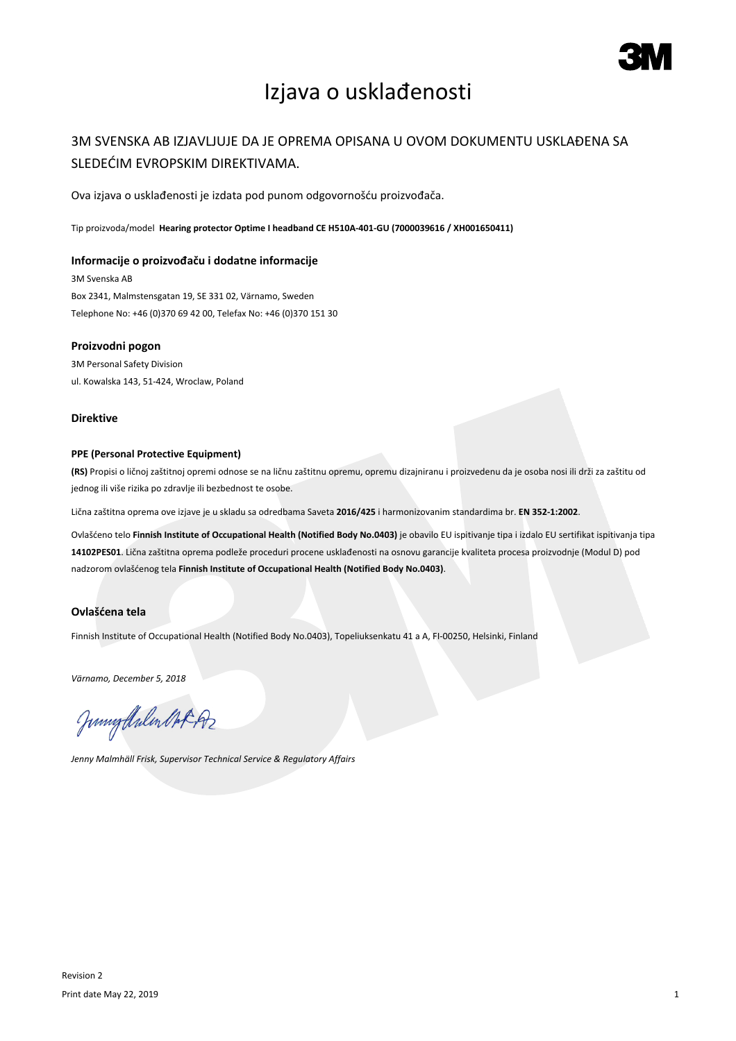# Izjava o usklađenosti

## 3M SVENSKA AB IZJAVLJUJE DA JE OPREMA OPISANA U OVOM DOKUMENTU USKLAĐENA SA SLEDEĆIM EVROPSKIM DIREKTIVAMA.

Ova izjava o usklađenosti je izdata pod punom odgovornošću proizvođača.

Tip proizvoda/model **Hearing protector Optime I headband CE H510A-401-GU (7000039616 / XH001650411)**

### Informacije o proizvođaču i dodatne informacije

3M Svenska AB
Box 2341, Malmstensgatan 19, SE 331 02, Värnamo, Sweden
Telephone No: +46 (0)370 69 42 00, Telefax No: +46 (0)370 151 30

### Proizvodni pogon

3M Personal Safety Division
ul. Kowalska 143, 51-424, Wroclaw, Poland

### Direktive

#### PPE (Personal Protective Equipment)

**(RS)** Propisi o ličnoj zaštitnoj opremi odnose se na ličnu zaštitnu opremu, opremu dizajniranu i proizvedenu da je osoba nosi ili drži za zaštitu od jednog ili više rizika po zdravlje ili bezbednost te osobe.

Lična zaštitna oprema ove izjave je u skladu sa odredbama Saveta **2016/425** i harmonizovanim standardima br. **EN 352-1:2002**.

Ovlašćeno telo **Finnish Institute of Occupational Health (Notified Body No.0403)** je obavilo EU ispitivanje tipa i izdalo EU sertifikat ispitivanja tipa **14102PES01**. Lična zaštitna oprema podleže proceduri procene usklađenosti na osnovu garancije kvaliteta procesa proizvodnje (Modul D) pod nadzorom ovlašćenog tela **Finnish Institute of Occupational Health (Notified Body No.0403)**.

### Ovlašćena tela

Finnish Institute of Occupational Health (Notified Body No.0403), Topeliuksenkatu 41 a A, FI-00250, Helsinki, Finland

*Värnamo, December 5, 2018*

*Jenny Malmhäll Frisk, Supervisor Technical Service & Regulatory Affairs*

Revision 2
Print date May 22, 2019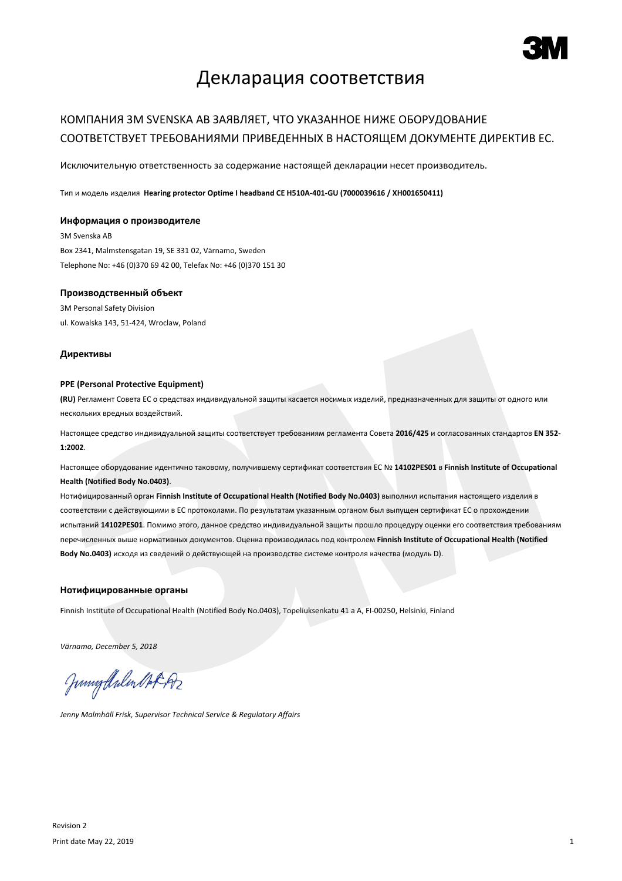# Декларация соответствия

## КОМПАНИЯ 3M SVENSKA AB ЗАЯВЛЯЕТ, ЧТО УКАЗАННОЕ НИЖЕ ОБОРУДОВАНИЕ СООТВЕТСТВУЕТ ТРЕБОВАНИЯМИ ПРИВЕДЕННЫХ В НАСТОЯЩЕМ ДОКУМЕНТЕ ДИРЕКТИВ ЕС.

Исключительную ответственность за содержание настоящей декларации несет производитель.

Тип и модель изделия **Hearing protector Optime I headband CE H510A-401-GU (7000039616 / XH001650411)**

### Информация о производителе

3M Svenska AB
Box 2341, Malmstensgatan 19, SE 331 02, Värnamo, Sweden
Telephone No: +46 (0)370 69 42 00, Telefax No: +46 (0)370 151 30

### Производственный объект

3M Personal Safety Division
ul. Kowalska 143, 51-424, Wroclaw, Poland

### Директивы

**PPE (Personal Protective Equipment)**

**(RU)** Регламент Совета ЕС о средствах индивидуальной защиты касается носимых изделий, предназначенных для защиты от одного или нескольких вредных воздействий.

Настоящее средство индивидуальной защиты соответствует требованиям регламента Совета **2016/425** и согласованных стандартов **EN 352-1:2002**.

Настоящее оборудование идентично таковому, получившему сертификат соответствия ЕС № **14102PES01** в **Finnish Institute of Occupational Health (Notified Body No.0403)**.
Нотифицированный орган **Finnish Institute of Occupational Health (Notified Body No.0403)** выполнил испытания настоящего изделия в соответствии с действующими в ЕС протоколами. По результатам указанным органом был выпущен сертификат ЕС о прохождении испытаний **14102PES01**. Помимо этого, данное средство индивидуальной защиты прошло процедуру оценки его соответствия требованиям перечисленных выше нормативных документов. Оценка производилась под контролем **Finnish Institute of Occupational Health (Notified Body No.0403)** исходя из сведений о действующей на производстве системе контроля качества (модуль D).

### Нотифицированные органы

Finnish Institute of Occupational Health (Notified Body No.0403), Topeliuksenkatu 41 a A, FI-00250, Helsinki, Finland

*Värnamo, December 5, 2018*

*Jenny Malmhäll Frisk, Supervisor Technical Service & Regulatory Affairs*

Revision 2
Print date May 22, 2019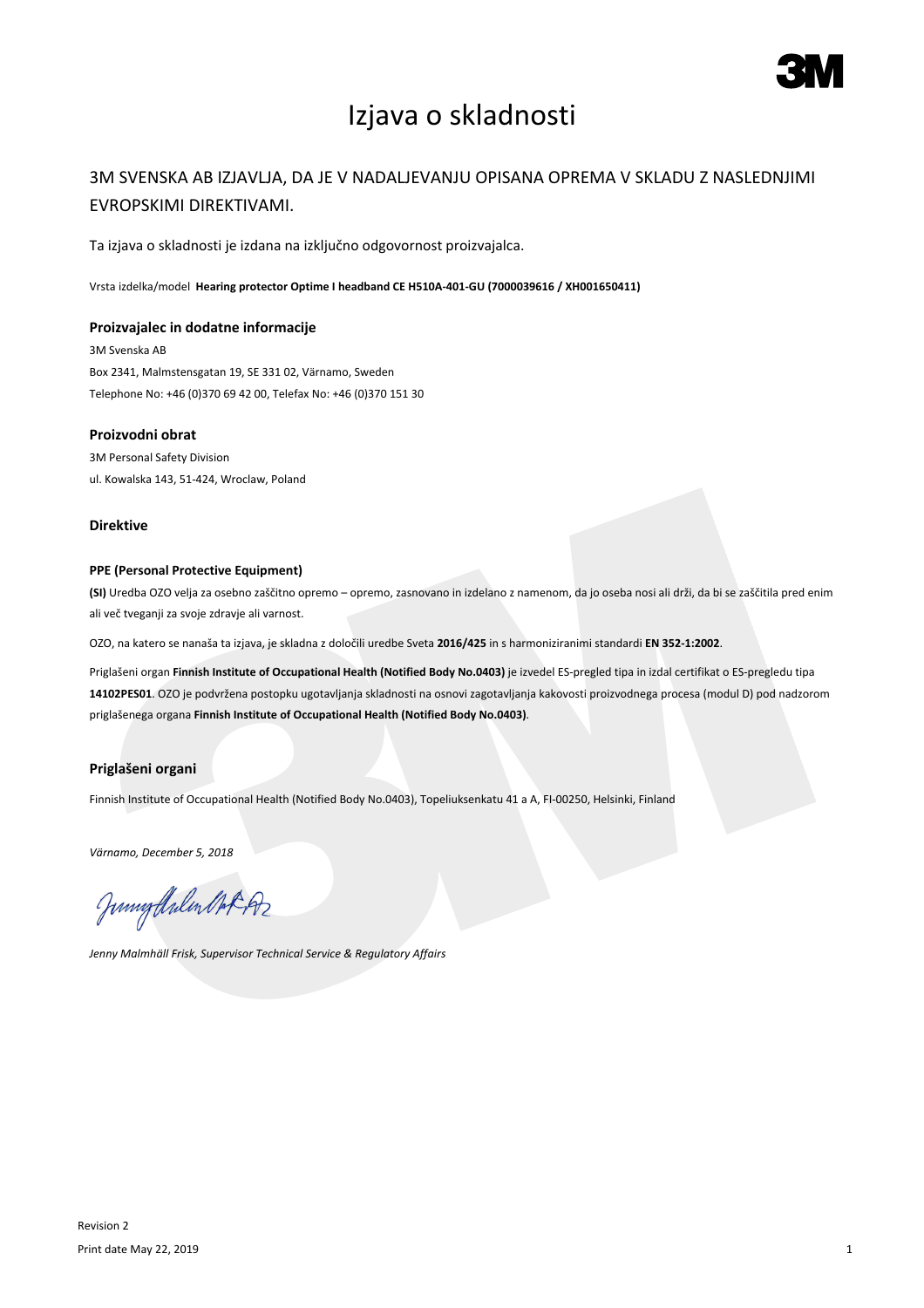# Izjava o skladnosti

## 3M SVENSKA AB IZJAVLJA, DA JE V NADALJEVANJU OPISANA OPREMA V SKLADU Z NASLEDNJIMI EVROPSKIMI DIREKTIVAMI.

Ta izjava o skladnosti je izdana na izključno odgovornost proizvajalca.

Vrsta izdelka/model **Hearing protector Optime I headband CE H510A-401-GU (7000039616 / XH001650411)**

### Proizvajalec in dodatne informacije

3M Svenska AB
Box 2341, Malmstensgatan 19, SE 331 02, Värnamo, Sweden
Telephone No: +46 (0)370 69 42 00, Telefax No: +46 (0)370 151 30

### Proizvodni obrat

3M Personal Safety Division
ul. Kowalska 143, 51-424, Wroclaw, Poland

### Direktive

#### PPE (Personal Protective Equipment)

**(SI)** Uredba OZO velja za osebno zaščitno opremo – opremo, zasnovano in izdelano z namenom, da jo oseba nosi ali drži, da bi se zaščitila pred enim ali več tveganji za svoje zdravje ali varnost.

OZO, na katero se nanaša ta izjava, je skladna z določili uredbe Sveta **2016/425** in s harmoniziranimi standardi **EN 352-1:2002**.

Priglašeni organ **Finnish Institute of Occupational Health (Notified Body No.0403)** je izvedel ES-pregled tipa in izdal certifikat o ES-pregledu tipa **14102PES01**. OZO je podvržena postopku ugotavljanja skladnosti na osnovi zagotavljanja kakovosti proizvodnega procesa (modul D) pod nadzorom priglašenega organa **Finnish Institute of Occupational Health (Notified Body No.0403)**.

### Priglašeni organi

Finnish Institute of Occupational Health (Notified Body No.0403), Topeliuksenkatu 41 a A, FI-00250, Helsinki, Finland

*Värnamo, December 5, 2018*

*Jenny Malmhäll Frisk, Supervisor Technical Service & Regulatory Affairs*

Revision 2
Print date May 22, 2019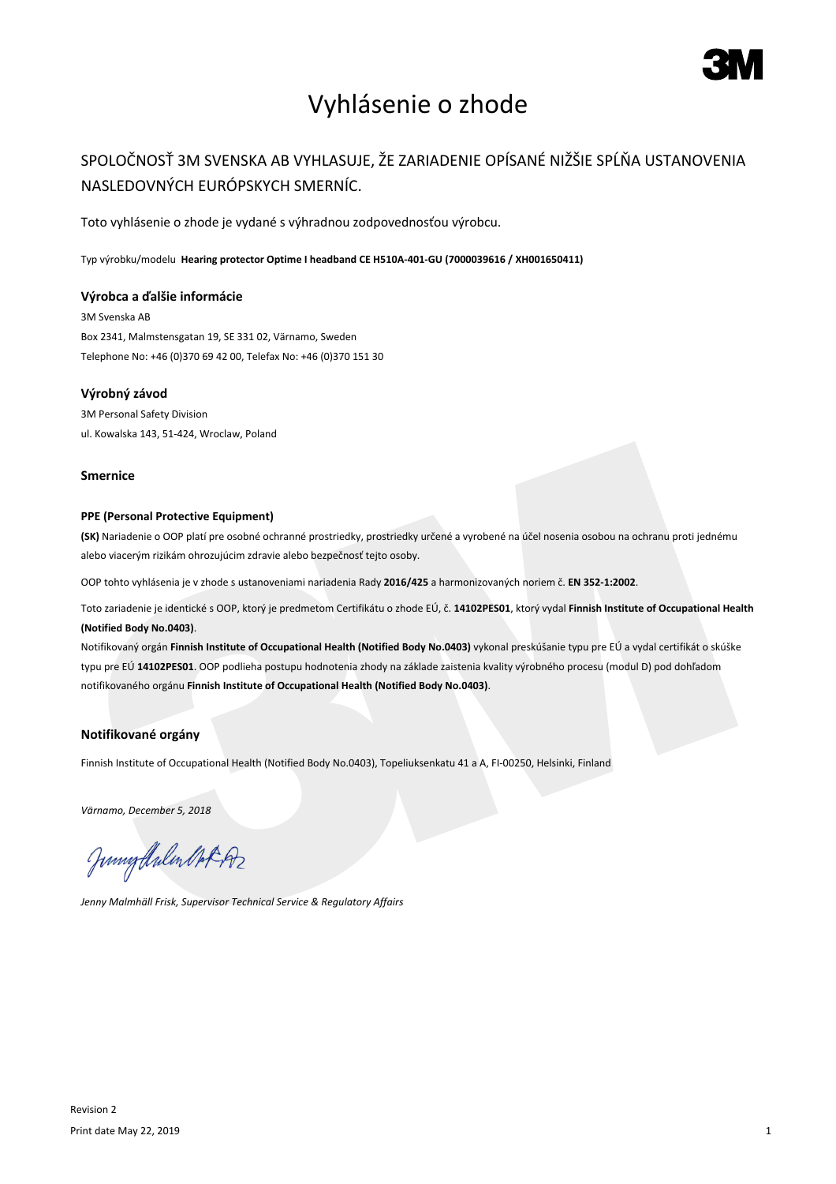# Vyhlásenie o zhode

SPOLOČNOSŤ 3M SVENSKA AB VYHLASUJE, ŽE ZARIADENIE OPÍSANÉ NIŽŠIE SPĹŇA USTANOVENIA NASLEDOVNÝCH EURÓPSKYCH SMERNÍC.

Toto vyhlásenie o zhode je vydané s výhradnou zodpovednosťou výrobcu.

Typ výrobku/modelu **Hearing protector Optime I headband CE H510A-401-GU (7000039616 / XH001650411)**

### Výrobca a ďalšie informácie

3M Svenska AB
Box 2341, Malmstensgatan 19, SE 331 02, Värnamo, Sweden
Telephone No: +46 (0)370 69 42 00, Telefax No: +46 (0)370 151 30

### Výrobný závod

3M Personal Safety Division
ul. Kowalska 143, 51-424, Wroclaw, Poland

### Smernice

**PPE (Personal Protective Equipment)**

**(SK)** Nariadenie o OOP platí pre osobné ochranné prostriedky, prostriedky určené a vyrobené na účel nosenia osobou na ochranu proti jednému alebo viacerým rizikám ohrozujúcim zdravie alebo bezpečnosť tejto osoby.

OOP tohto vyhlásenia je v zhode s ustanoveniami nariadenia Rady **2016/425** a harmonizovaných noriem č. **EN 352-1:2002**.

Toto zariadenie je identické s OOP, ktorý je predmetom Certifikátu o zhode EÚ, č. **14102PES01**, ktorý vydal **Finnish Institute of Occupational Health (Notified Body No.0403)**.
Notifikovaný orgán **Finnish Institute of Occupational Health (Notified Body No.0403)** vykonal preskúšanie typu pre EÚ a vydal certifikát o skúške typu pre EÚ **14102PES01**. OOP podlieha postupu hodnotenia zhody na základe zaistenia kvality výrobného procesu (modul D) pod dohľadom notifikovaného orgánu **Finnish Institute of Occupational Health (Notified Body No.0403)**.

### Notifikované orgány

Finnish Institute of Occupational Health (Notified Body No.0403), Topeliuksenkatu 41 a A, FI-00250, Helsinki, Finland

*Värnamo, December 5, 2018*

*Jenny Malmhäll Frisk, Supervisor Technical Service & Regulatory Affairs*

Revision 2
Print date May 22, 2019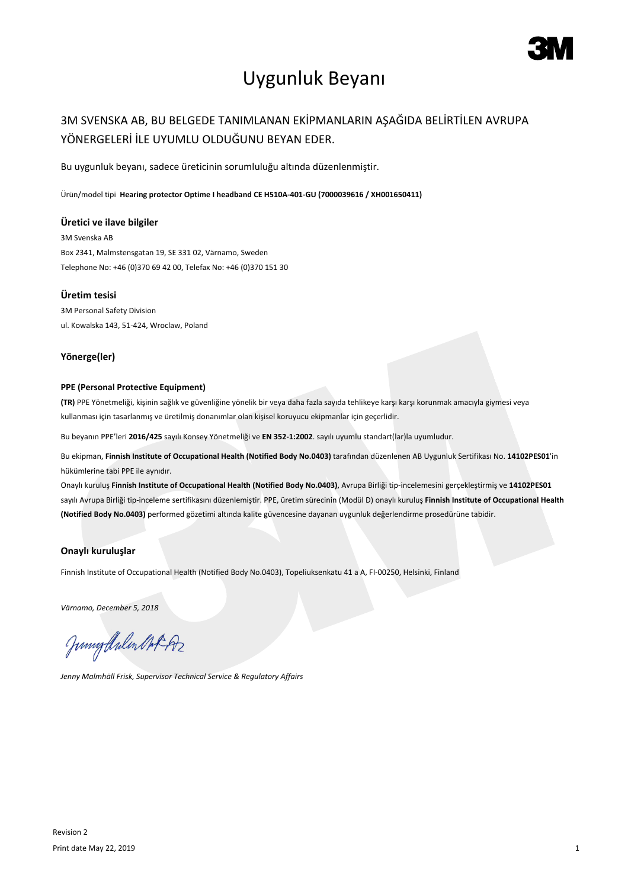# Uygunluk Beyanı

## 3M SVENSKA AB, BU BELGEDE TANIMLANAN EKİPMANLARIN AŞAĞIDA BELİRTİLEN AVRUPA YÖNERGELERİ İLE UYUMLU OLDUĞUNU BEYAN EDER.

Bu uygunluk beyanı, sadece üreticinin sorumluluğu altında düzenlenmiştir.

Ürün/model tipi **Hearing protector Optime I headband CE H510A-401-GU (7000039616 / XH001650411)**

### Üretici ve ilave bilgiler

3M Svenska AB
Box 2341, Malmstensgatan 19, SE 331 02, Värnamo, Sweden
Telephone No: +46 (0)370 69 42 00, Telefax No: +46 (0)370 151 30

### Üretim tesisi

3M Personal Safety Division
ul. Kowalska 143, 51-424, Wroclaw, Poland

### Yönerge(ler)

**PPE (Personal Protective Equipment)**

**(TR)** PPE Yönetmeliği, kişinin sağlık ve güvenliğine yönelik bir veya daha fazla sayıda tehlikeye karşı korunmak amacıyla giymesi veya kullanması için tasarlanmış ve üretilmiş donanımlar olan kişisel koruyucu ekipmanlar için geçerlidir.

Bu beyanın PPE'leri **2016/425** sayılı Konsey Yönetmeliği ve **EN 352-1:2002**. sayılı uyumlu standart(lar)la uyumludur.

Bu ekipman, **Finnish Institute of Occupational Health (Notified Body No.0403)** tarafından düzenlenen AB Uygunluk Sertifikası No. **14102PES01**'in hükümlerine tabi PPE ile aynıdır.

Onaylı kuruluş **Finnish Institute of Occupational Health (Notified Body No.0403)**, Avrupa Birliği tip-incelemesini gerçekleştirmiş ve **14102PES01** sayılı Avrupa Birliği tip-inceleme sertifikasını düzenlemiştir. PPE, üretim sürecinin (Modül D) onaylı kuruluş **Finnish Institute of Occupational Health (Notified Body No.0403)** performed gözetimi altında kalite güvencesine dayanan uygunluk değerlendirme prosedürüne tabidir.

### Onaylı kuruluşlar

Finnish Institute of Occupational Health (Notified Body No.0403), Topeliuksenkatu 41 a A, FI-00250, Helsinki, Finland

*Värnamo, December 5, 2018*

*Jenny Malmhäll Frisk, Supervisor Technical Service & Regulatory Affairs*

Revision 2
Print date May 22, 2019